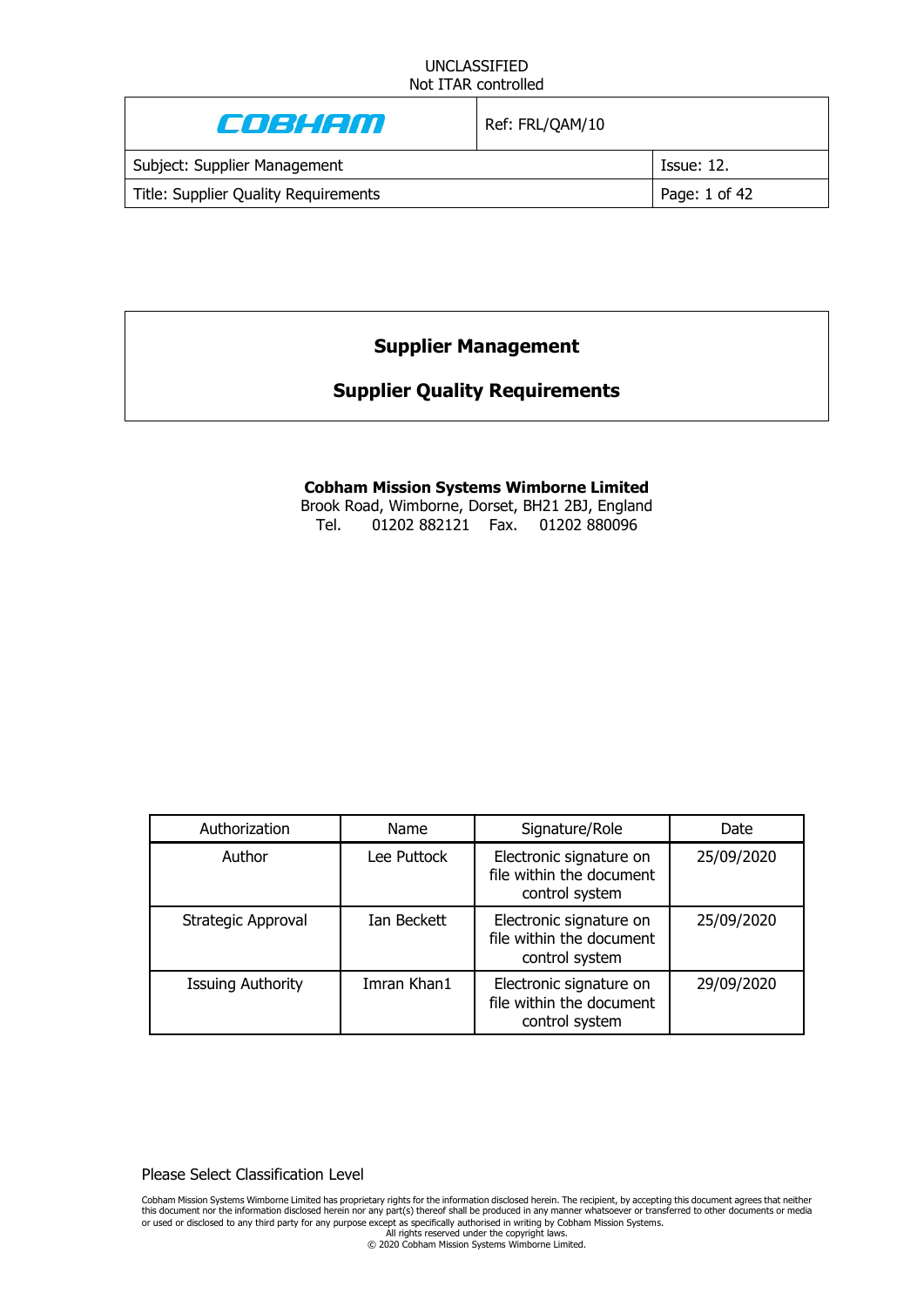UNCLASSIFIED
Not ITAR controlled

| COBHAM | Ref: FRL/QAM/10 | |
|---|---|---|
| Subject: Supplier Management | | Issue: 12. |
| Title: Supplier Quality Requirements | | Page: 1 of 42 |

# Supplier Management

# Supplier Quality Requirements

**Cobham Mission Systems Wimborne Limited**
Brook Road, Wimborne, Dorset, BH21 2BJ, England
Tel. 01202 882121 Fax. 01202 880096

| Authorization | Name | Signature/Role | Date |
|---|---|---|---|
| Author | Lee Puttock | Electronic signature on file within the document control system | 25/09/2020 |
| Strategic Approval | Ian Beckett | Electronic signature on file within the document control system | 25/09/2020 |
| Issuing Authority | Imran Khan1 | Electronic signature on file within the document control system | 29/09/2020 |

Please Select Classification Level

Cobham Mission Systems Wimborne Limited has proprietary rights for the information disclosed herein. The recipient, by accepting this document agrees that neither this document nor the information disclosed herein nor any part(s) thereof shall be produced in any manner whatsoever or transferred to other documents or media or used or disclosed to any third party for any purpose except as specifically authorised in writing by Cobham Mission Systems.
All rights reserved under the copyright laws.
© 2020 Cobham Mission Systems Wimborne Limited.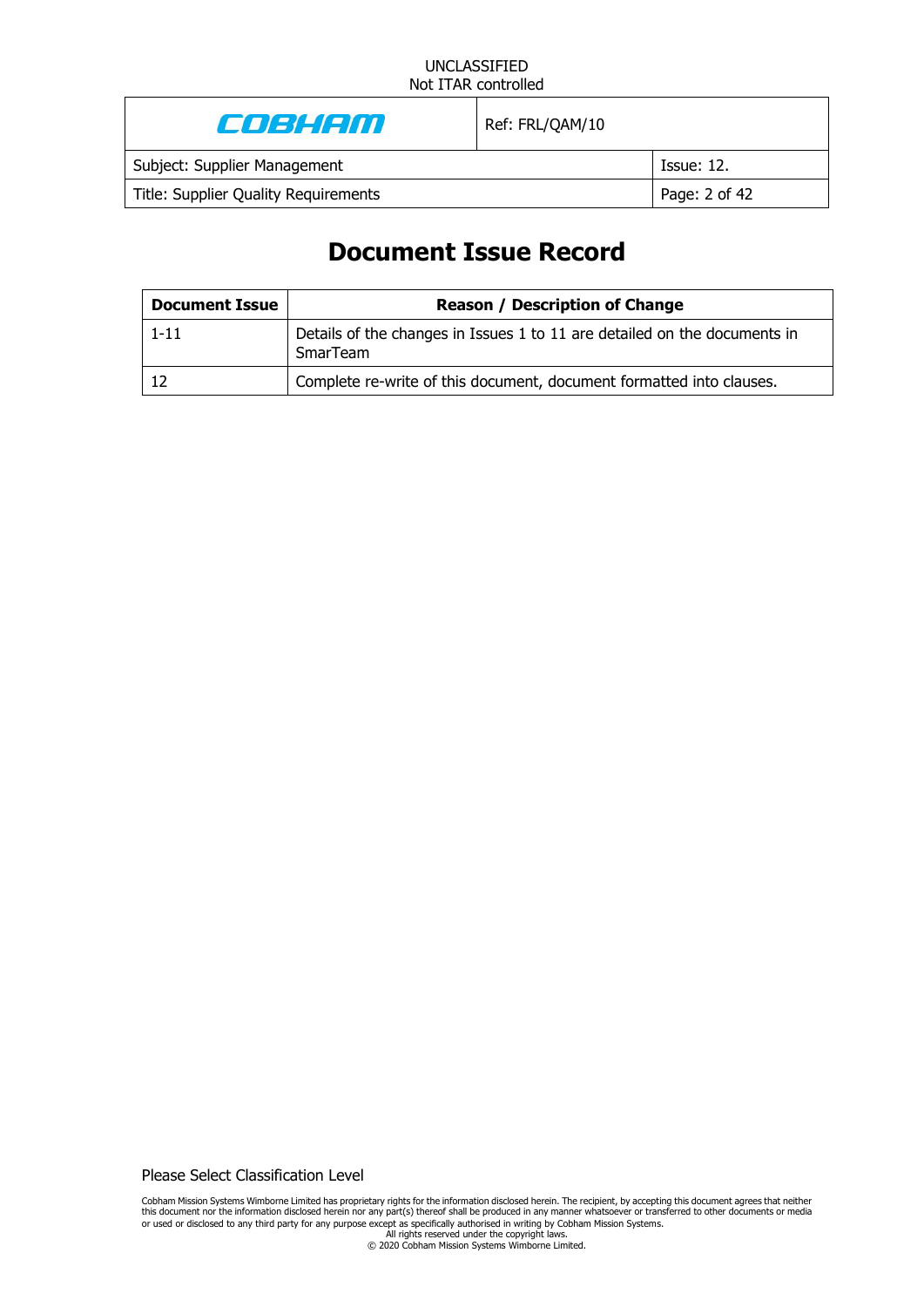# Document Issue Record

| Document Issue | Reason / Description of Change |
|---|---|
| 1-11 | Details of the changes in Issues 1 to 11 are detailed on the documents in SmarTeam |
| 12 | Complete re-write of this document, document formatted into clauses. |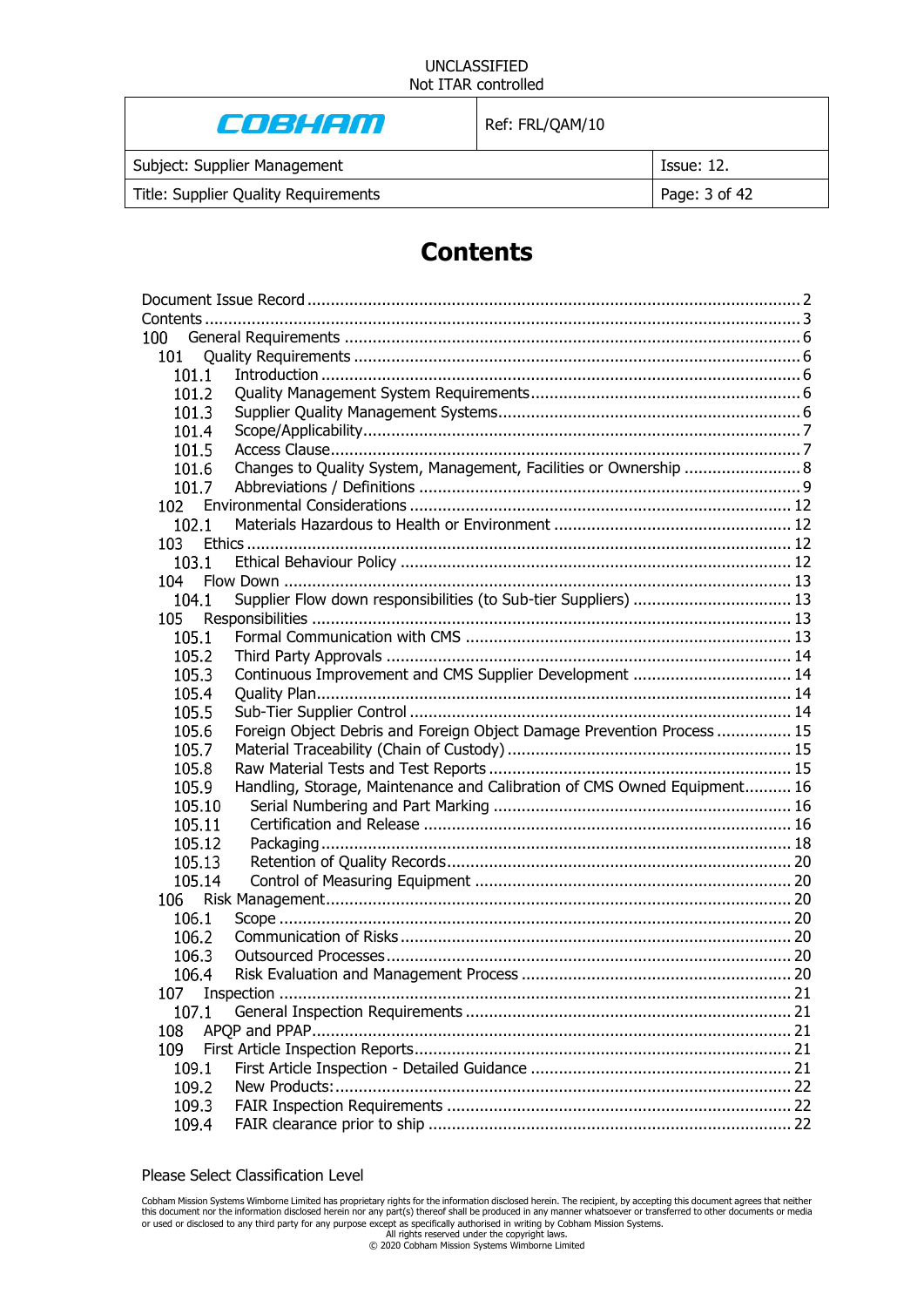# Contents

Document Issue Record ........................................................................................................ 2
Contents .............................................................................................................................. 3
100 General Requirements ................................................................................................. 6
- 101 Quality Requirements ............................................................................................... 6
  - 101.1 Introduction ...................................................................................................... 6
  - 101.2 Quality Management System Requirements ........................................................ 6
  - 101.3 Supplier Quality Management Systems ............................................................... 6
  - 101.4 Scope/Applicability ............................................................................................ 7
  - 101.5 Access Clause .................................................................................................... 7
  - 101.6 Changes to Quality System, Management, Facilities or Ownership ......................... 8
  - 101.7 Abbreviations / Definitions ................................................................................. 9
- 102 Environmental Considerations ................................................................................. 12
  - 102.1 Materials Hazardous to Health or Environment .................................................. 12
- 103 Ethics .................................................................................................................... 12
  - 103.1 Ethical Behaviour Policy ................................................................................... 12
- 104 Flow Down ............................................................................................................ 13
  - 104.1 Supplier Flow down responsibilities (to Sub-tier Suppliers) .................................. 13
- 105 Responsibilities ..................................................................................................... 13
  - 105.1 Formal Communication with CMS ..................................................................... 13
  - 105.2 Third Party Approvals ...................................................................................... 14
  - 105.3 Continuous Improvement and CMS Supplier Development .................................. 14
  - 105.4 Quality Plan..................................................................................................... 14
  - 105.5 Sub-Tier Supplier Control ................................................................................. 14
  - 105.6 Foreign Object Debris and Foreign Object Damage Prevention Process ................ 15
  - 105.7 Material Traceability (Chain of Custody) ............................................................ 15
  - 105.8 Raw Material Tests and Test Reports ................................................................ 15
  - 105.9 Handling, Storage, Maintenance and Calibration of CMS Owned Equipment.......... 16
  - 105.10 Serial Numbering and Part Marking ................................................................ 16
  - 105.11 Certification and Release .............................................................................. 16
  - 105.12 Packaging .................................................................................................... 18
  - 105.13 Retention of Quality Records ......................................................................... 20
  - 105.14 Control of Measuring Equipment ................................................................... 20
- 106 Risk Management ................................................................................................... 20
  - 106.1 Scope ............................................................................................................. 20
  - 106.2 Communication of Risks ................................................................................... 20
  - 106.3 Outsourced Processes ...................................................................................... 20
  - 106.4 Risk Evaluation and Management Process ......................................................... 20
- 107 Inspection ............................................................................................................. 21
  - 107.1 General Inspection Requirements ..................................................................... 21
- 108 APQP and PPAP ...................................................................................................... 21
- 109 First Article Inspection Reports ................................................................................ 21
  - 109.1 First Article Inspection - Detailed Guidance ....................................................... 21
  - 109.2 New Products: ................................................................................................. 22
  - 109.3 FAIR Inspection Requirements ......................................................................... 22
  - 109.4 FAIR clearance prior to ship ............................................................................. 22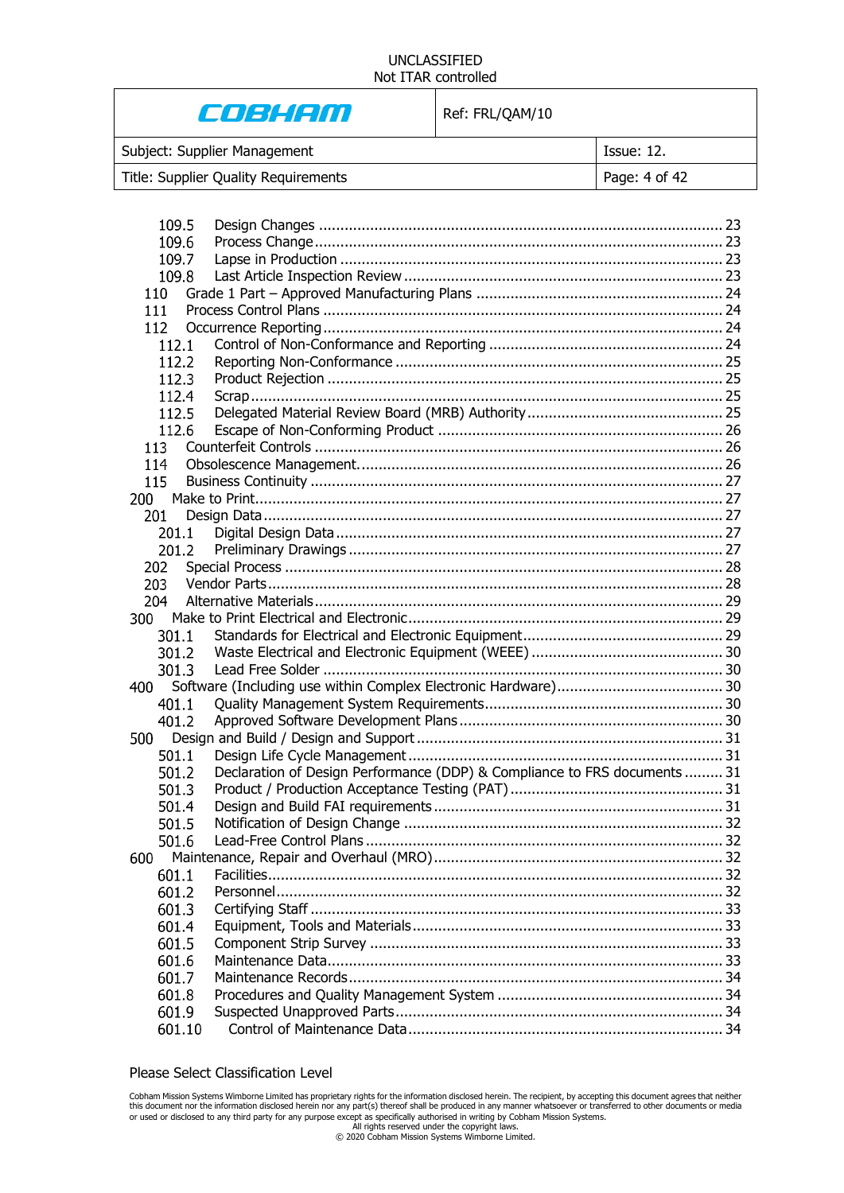109.5 Design Changes ..... 23
109.6 Process Change ..... 23
109.7 Lapse in Production ..... 23
109.8 Last Article Inspection Review ..... 23
110 Grade 1 Part – Approved Manufacturing Plans ..... 24
111 Process Control Plans ..... 24
112 Occurrence Reporting ..... 24
112.1 Control of Non-Conformance and Reporting ..... 24
112.2 Reporting Non-Conformance ..... 25
112.3 Product Rejection ..... 25
112.4 Scrap ..... 25
112.5 Delegated Material Review Board (MRB) Authority ..... 25
112.6 Escape of Non-Conforming Product ..... 26
113 Counterfeit Controls ..... 26
114 Obsolescence Management. ..... 26
115 Business Continuity ..... 27
200 Make to Print ..... 27
201 Design Data ..... 27
201.1 Digital Design Data ..... 27
201.2 Preliminary Drawings ..... 27
202 Special Process ..... 28
203 Vendor Parts ..... 28
204 Alternative Materials ..... 29
300 Make to Print Electrical and Electronic ..... 29
301.1 Standards for Electrical and Electronic Equipment ..... 29
301.2 Waste Electrical and Electronic Equipment (WEEE) ..... 30
301.3 Lead Free Solder ..... 30
400 Software (Including use within Complex Electronic Hardware) ..... 30
401.1 Quality Management System Requirements ..... 30
401.2 Approved Software Development Plans ..... 30
500 Design and Build / Design and Support ..... 31
501.1 Design Life Cycle Management ..... 31
501.2 Declaration of Design Performance (DDP) & Compliance to FRS documents ..... 31
501.3 Product / Production Acceptance Testing (PAT) ..... 31
501.4 Design and Build FAI requirements ..... 31
501.5 Notification of Design Change ..... 32
501.6 Lead-Free Control Plans ..... 32
600 Maintenance, Repair and Overhaul (MRO) ..... 32
601.1 Facilities ..... 32
601.2 Personnel ..... 32
601.3 Certifying Staff ..... 33
601.4 Equipment, Tools and Materials ..... 33
601.5 Component Strip Survey ..... 33
601.6 Maintenance Data ..... 33
601.7 Maintenance Records ..... 34
601.8 Procedures and Quality Management System ..... 34
601.9 Suspected Unapproved Parts ..... 34
601.10 Control of Maintenance Data ..... 34

Please Select Classification Level

Cobham Mission Systems Wimborne Limited has proprietary rights for the information disclosed herein. The recipient, by accepting this document agrees that neither this document nor the information disclosed herein nor any part(s) thereof shall be produced in any manner whatsoever or transferred to other documents or media or used or disclosed to any third party for any purpose except as specifically authorised in writing by Cobham Mission Systems.
All rights reserved under the copyright laws.
© 2020 Cobham Mission Systems Wimborne Limited.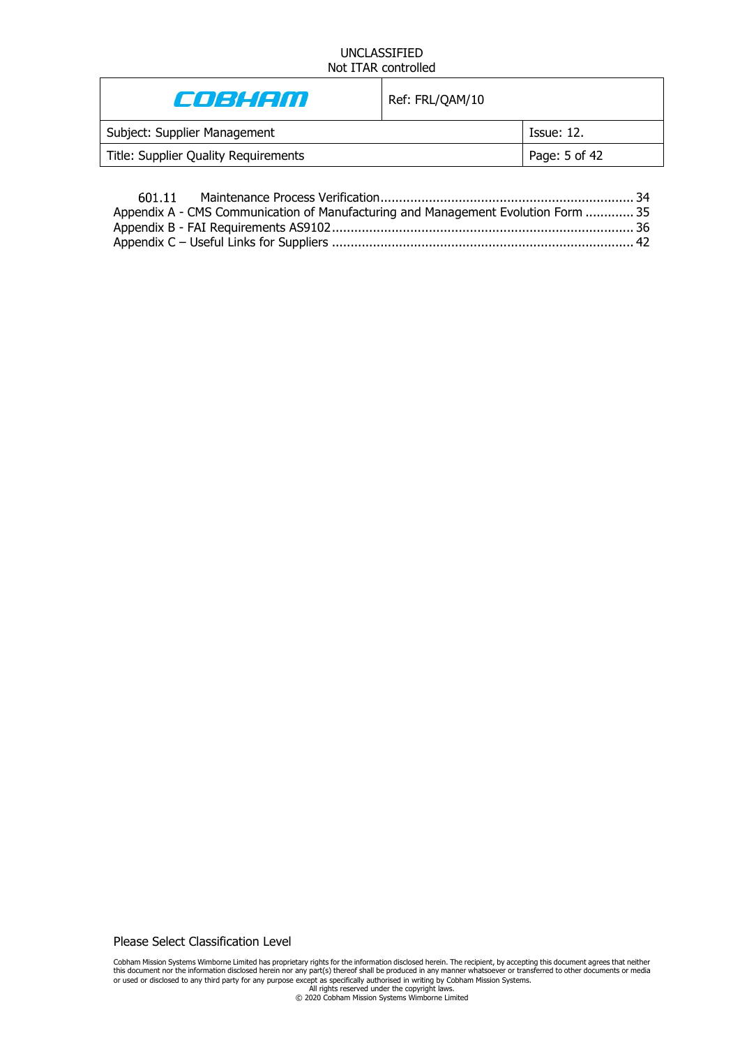601.11 Maintenance Process Verification.................................................................. 34
Appendix A - CMS Communication of Manufacturing and Management Evolution Form ............. 35
Appendix B - FAI Requirements AS9102................................................................................ 36
Appendix C – Useful Links for Suppliers ................................................................................ 42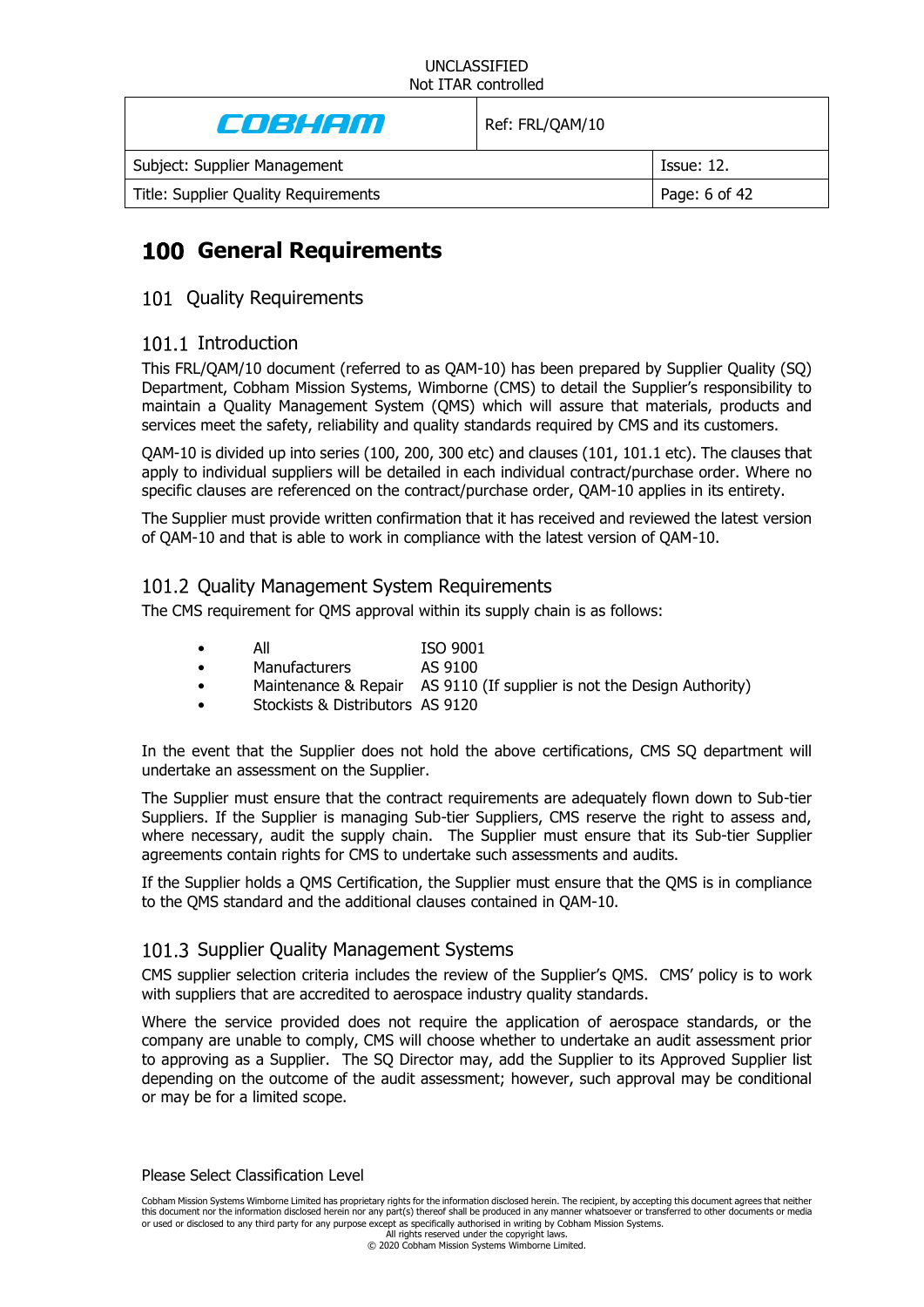# 100 General Requirements

## 101 Quality Requirements

### 101.1 Introduction

This FRL/QAM/10 document (referred to as QAM-10) has been prepared by Supplier Quality (SQ) Department, Cobham Mission Systems, Wimborne (CMS) to detail the Supplier's responsibility to maintain a Quality Management System (QMS) which will assure that materials, products and services meet the safety, reliability and quality standards required by CMS and its customers.

QAM-10 is divided up into series (100, 200, 300 etc) and clauses (101, 101.1 etc). The clauses that apply to individual suppliers will be detailed in each individual contract/purchase order. Where no specific clauses are referenced on the contract/purchase order, QAM-10 applies in its entirety.

The Supplier must provide written confirmation that it has received and reviewed the latest version of QAM-10 and that is able to work in compliance with the latest version of QAM-10.

### 101.2 Quality Management System Requirements

The CMS requirement for QMS approval within its supply chain is as follows:

- All ISO 9001
- Manufacturers AS 9100
- Maintenance & Repair AS 9110 (If supplier is not the Design Authority)
- Stockists & Distributors AS 9120

In the event that the Supplier does not hold the above certifications, CMS SQ department will undertake an assessment on the Supplier.

The Supplier must ensure that the contract requirements are adequately flown down to Sub-tier Suppliers. If the Supplier is managing Sub-tier Suppliers, CMS reserve the right to assess and, where necessary, audit the supply chain. The Supplier must ensure that its Sub-tier Supplier agreements contain rights for CMS to undertake such assessments and audits.

If the Supplier holds a QMS Certification, the Supplier must ensure that the QMS is in compliance to the QMS standard and the additional clauses contained in QAM-10.

### 101.3 Supplier Quality Management Systems

CMS supplier selection criteria includes the review of the Supplier's QMS. CMS' policy is to work with suppliers that are accredited to aerospace industry quality standards.

Where the service provided does not require the application of aerospace standards, or the company are unable to comply, CMS will choose whether to undertake an audit assessment prior to approving as a Supplier. The SQ Director may, add the Supplier to its Approved Supplier list depending on the outcome of the audit assessment; however, such approval may be conditional or may be for a limited scope.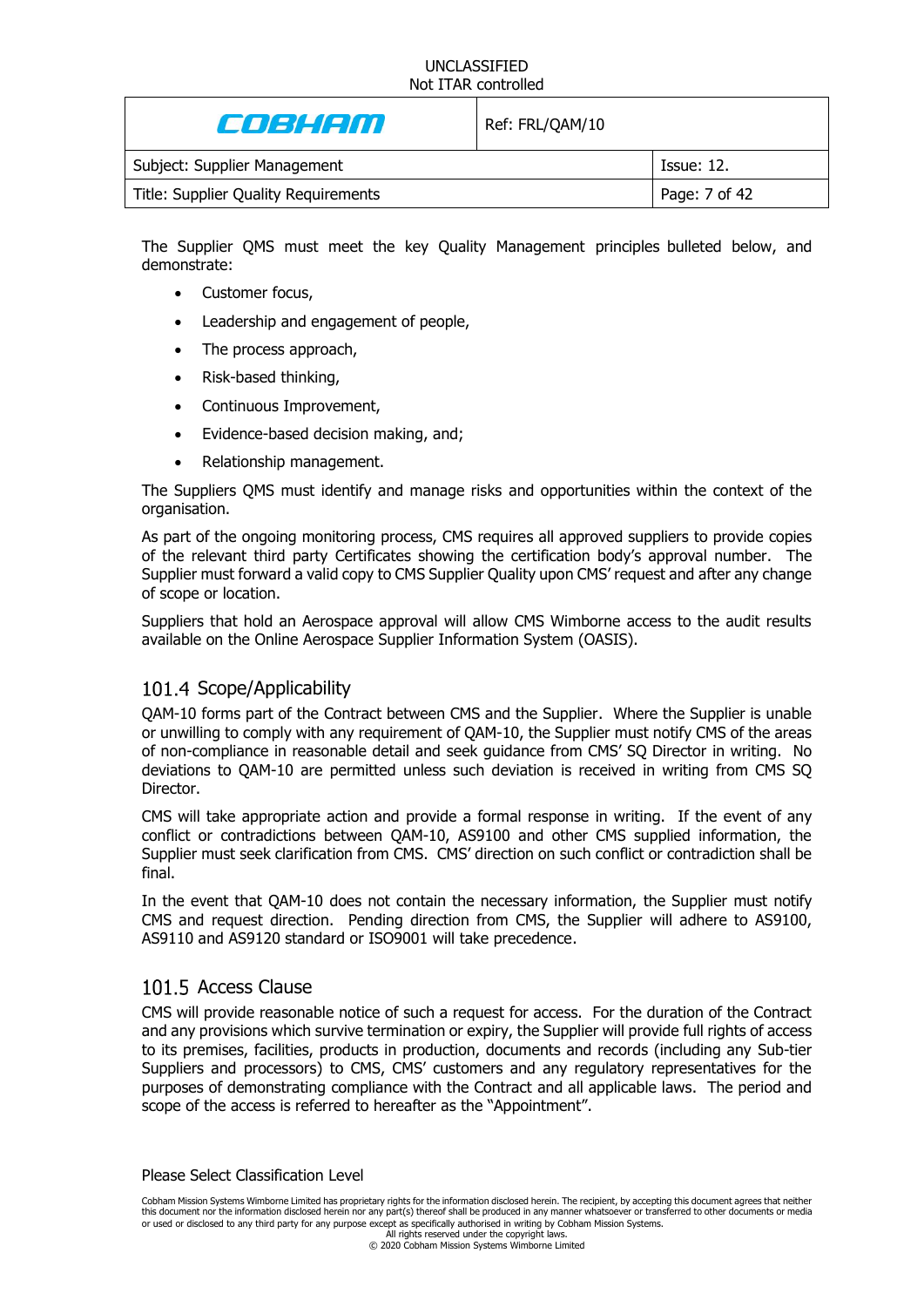The Supplier QMS must meet the key Quality Management principles bulleted below, and demonstrate:

- Customer focus,
- Leadership and engagement of people,
- The process approach,
- Risk-based thinking,
- Continuous Improvement,
- Evidence-based decision making, and;
- Relationship management.

The Suppliers QMS must identify and manage risks and opportunities within the context of the organisation.

As part of the ongoing monitoring process, CMS requires all approved suppliers to provide copies of the relevant third party Certificates showing the certification body's approval number. The Supplier must forward a valid copy to CMS Supplier Quality upon CMS' request and after any change of scope or location.

Suppliers that hold an Aerospace approval will allow CMS Wimborne access to the audit results available on the Online Aerospace Supplier Information System (OASIS).

## 101.4 Scope/Applicability

QAM-10 forms part of the Contract between CMS and the Supplier. Where the Supplier is unable or unwilling to comply with any requirement of QAM-10, the Supplier must notify CMS of the areas of non-compliance in reasonable detail and seek guidance from CMS' SQ Director in writing. No deviations to QAM-10 are permitted unless such deviation is received in writing from CMS SQ Director.

CMS will take appropriate action and provide a formal response in writing. If the event of any conflict or contradictions between QAM-10, AS9100 and other CMS supplied information, the Supplier must seek clarification from CMS. CMS' direction on such conflict or contradiction shall be final.

In the event that QAM-10 does not contain the necessary information, the Supplier must notify CMS and request direction. Pending direction from CMS, the Supplier will adhere to AS9100, AS9110 and AS9120 standard or ISO9001 will take precedence.

## 101.5 Access Clause

CMS will provide reasonable notice of such a request for access. For the duration of the Contract and any provisions which survive termination or expiry, the Supplier will provide full rights of access to its premises, facilities, products in production, documents and records (including any Sub-tier Suppliers and processors) to CMS, CMS' customers and any regulatory representatives for the purposes of demonstrating compliance with the Contract and all applicable laws. The period and scope of the access is referred to hereafter as the "Appointment".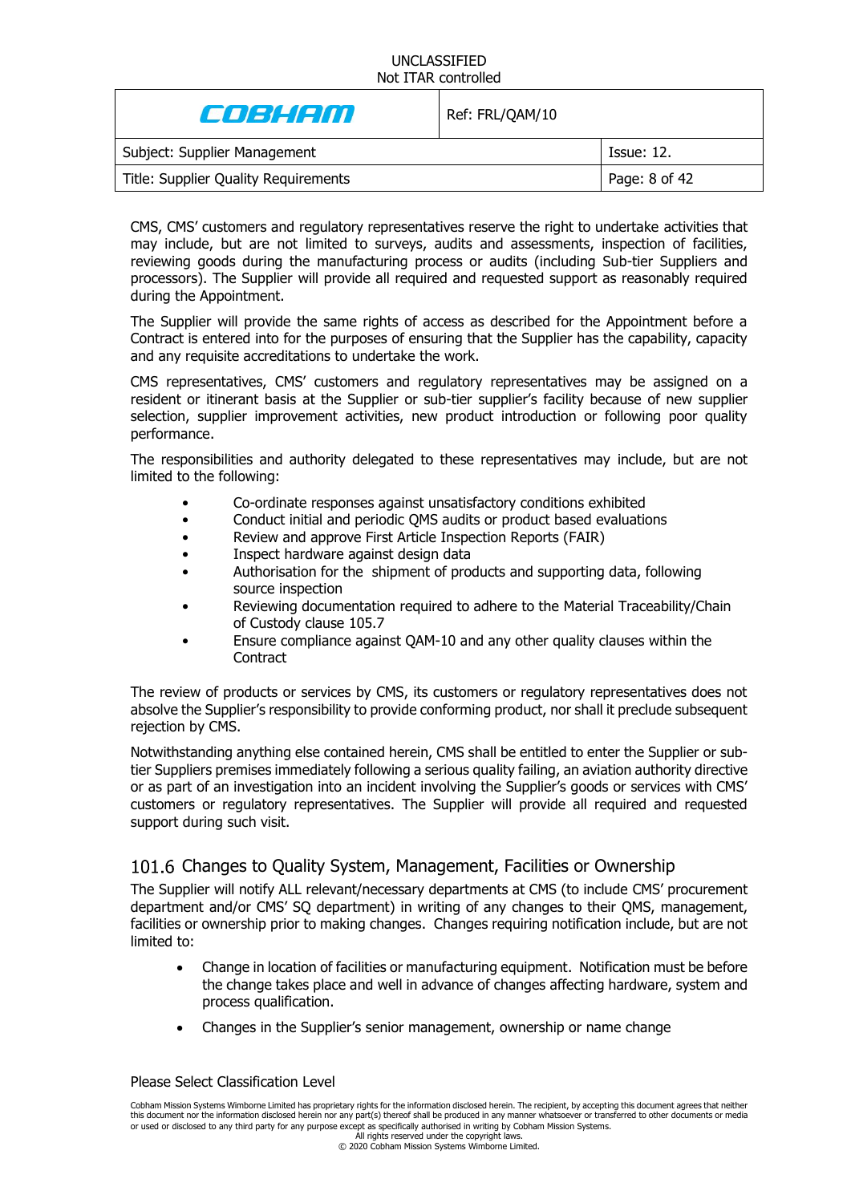CMS, CMS' customers and regulatory representatives reserve the right to undertake activities that may include, but are not limited to surveys, audits and assessments, inspection of facilities, reviewing goods during the manufacturing process or audits (including Sub-tier Suppliers and processors). The Supplier will provide all required and requested support as reasonably required during the Appointment.

The Supplier will provide the same rights of access as described for the Appointment before a Contract is entered into for the purposes of ensuring that the Supplier has the capability, capacity and any requisite accreditations to undertake the work.

CMS representatives, CMS' customers and regulatory representatives may be assigned on a resident or itinerant basis at the Supplier or sub-tier supplier's facility because of new supplier selection, supplier improvement activities, new product introduction or following poor quality performance.

The responsibilities and authority delegated to these representatives may include, but are not limited to the following:

- Co-ordinate responses against unsatisfactory conditions exhibited
- Conduct initial and periodic QMS audits or product based evaluations
- Review and approve First Article Inspection Reports (FAIR)
- Inspect hardware against design data
- Authorisation for the shipment of products and supporting data, following source inspection
- Reviewing documentation required to adhere to the Material Traceability/Chain of Custody clause 105.7
- Ensure compliance against QAM-10 and any other quality clauses within the Contract

The review of products or services by CMS, its customers or regulatory representatives does not absolve the Supplier's responsibility to provide conforming product, nor shall it preclude subsequent rejection by CMS.

Notwithstanding anything else contained herein, CMS shall be entitled to enter the Supplier or sub-tier Suppliers premises immediately following a serious quality failing, an aviation authority directive or as part of an investigation into an incident involving the Supplier's goods or services with CMS' customers or regulatory representatives. The Supplier will provide all required and requested support during such visit.

## 101.6 Changes to Quality System, Management, Facilities or Ownership

The Supplier will notify ALL relevant/necessary departments at CMS (to include CMS' procurement department and/or CMS' SQ department) in writing of any changes to their QMS, management, facilities or ownership prior to making changes. Changes requiring notification include, but are not limited to:

- Change in location of facilities or manufacturing equipment. Notification must be before the change takes place and well in advance of changes affecting hardware, system and process qualification.
- Changes in the Supplier's senior management, ownership or name change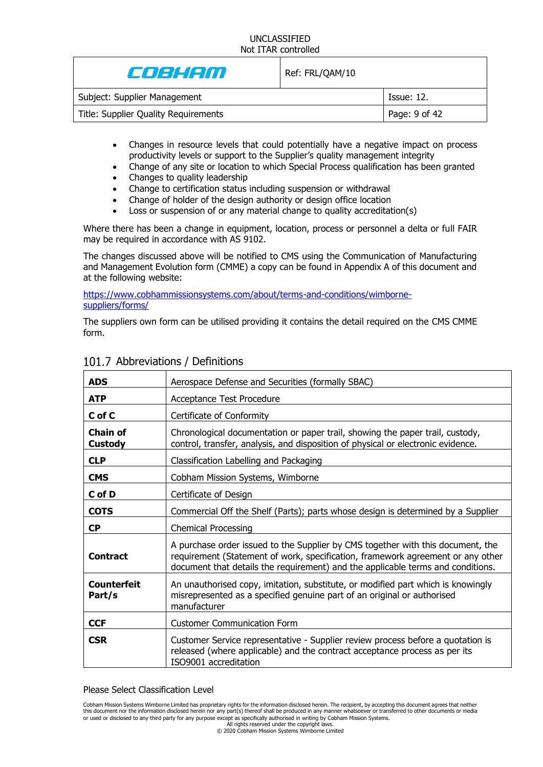- Changes in resource levels that could potentially have a negative impact on process productivity levels or support to the Supplier's quality management integrity
- Change of any site or location to which Special Process qualification has been granted
- Changes to quality leadership
- Change to certification status including suspension or withdrawal
- Change of holder of the design authority or design office location
- Loss or suspension of or any material change to quality accreditation(s)

Where there has been a change in equipment, location, process or personnel a delta or full FAIR may be required in accordance with AS 9102.

The changes discussed above will be notified to CMS using the Communication of Manufacturing and Management Evolution form (CMME) a copy can be found in Appendix A of this document and at the following website:

https://www.cobhammissionsystems.com/about/terms-and-conditions/wimborne-suppliers/forms/

The suppliers own form can be utilised providing it contains the detail required on the CMS CMME form.

## 101.7 Abbreviations / Definitions

| | |
|---|---|
| **ADS** | Aerospace Defense and Securities (formally SBAC) |
| **ATP** | Acceptance Test Procedure |
| **C of C** | Certificate of Conformity |
| **Chain of Custody** | Chronological documentation or paper trail, showing the paper trail, custody, control, transfer, analysis, and disposition of physical or electronic evidence. |
| **CLP** | Classification Labelling and Packaging |
| **CMS** | Cobham Mission Systems, Wimborne |
| **C of D** | Certificate of Design |
| **COTS** | Commercial Off the Shelf (Parts); parts whose design is determined by a Supplier |
| **CP** | Chemical Processing |
| **Contract** | A purchase order issued to the Supplier by CMS together with this document, the requirement (Statement of work, specification, framework agreement or any other document that details the requirement) and the applicable terms and conditions. |
| **Counterfeit Part/s** | An unauthorised copy, imitation, substitute, or modified part which is knowingly misrepresented as a specified genuine part of an original or authorised manufacturer |
| **CCF** | Customer Communication Form |
| **CSR** | Customer Service representative - Supplier review process before a quotation is released (where applicable) and the contract acceptance process as per its ISO9001 accreditation |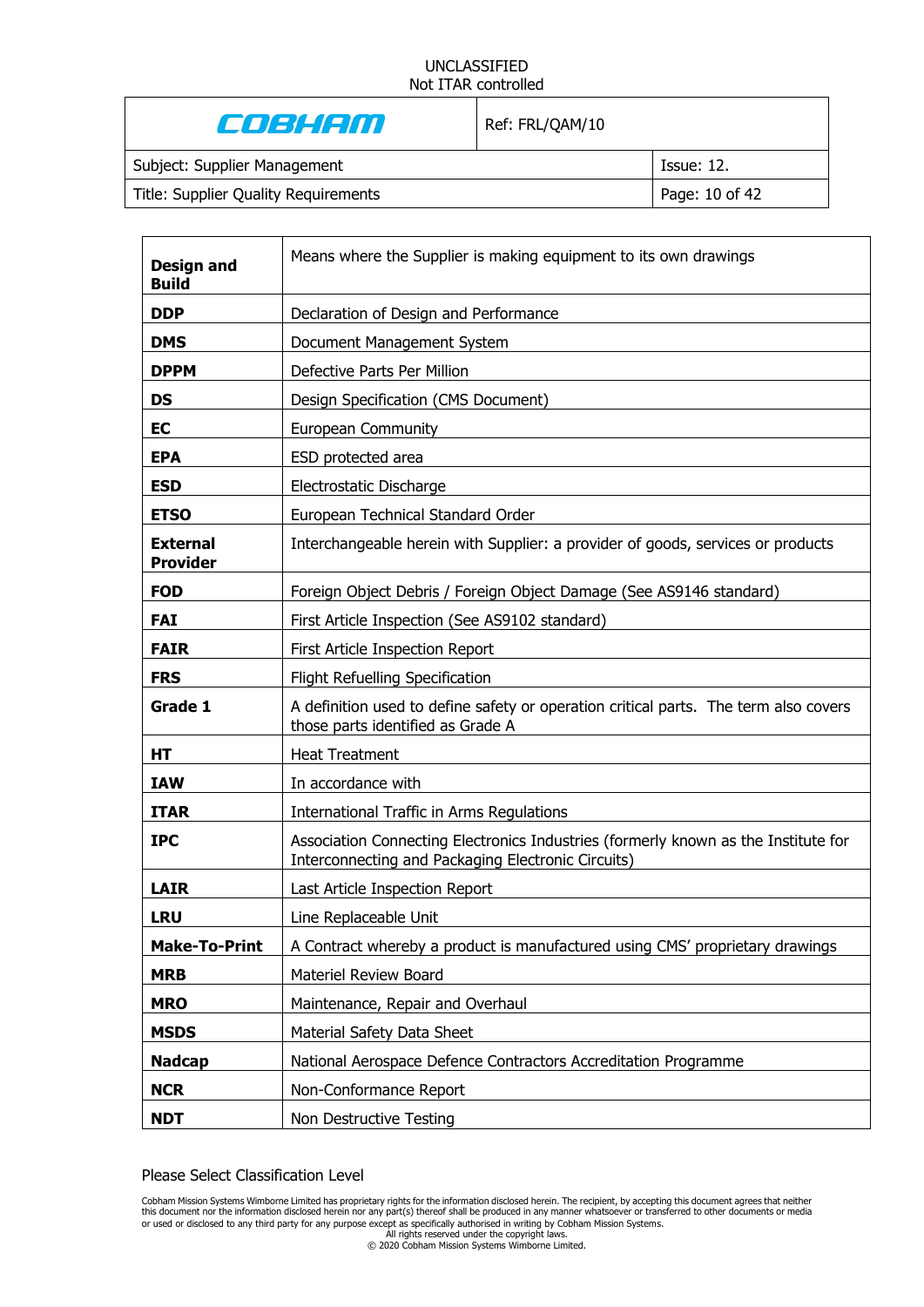| **Design and Build** | Means where the Supplier is making equipment to its own drawings |
|---|---|
| **DDP** | Declaration of Design and Performance |
| **DMS** | Document Management System |
| **DPPM** | Defective Parts Per Million |
| **DS** | Design Specification (CMS Document) |
| **EC** | European Community |
| **EPA** | ESD protected area |
| **ESD** | Electrostatic Discharge |
| **ETSO** | European Technical Standard Order |
| **External Provider** | Interchangeable herein with Supplier: a provider of goods, services or products |
| **FOD** | Foreign Object Debris / Foreign Object Damage (See AS9146 standard) |
| **FAI** | First Article Inspection (See AS9102 standard) |
| **FAIR** | First Article Inspection Report |
| **FRS** | Flight Refuelling Specification |
| **Grade 1** | A definition used to define safety or operation critical parts. The term also covers those parts identified as Grade A |
| **HT** | Heat Treatment |
| **IAW** | In accordance with |
| **ITAR** | International Traffic in Arms Regulations |
| **IPC** | Association Connecting Electronics Industries (formerly known as the Institute for Interconnecting and Packaging Electronic Circuits) |
| **LAIR** | Last Article Inspection Report |
| **LRU** | Line Replaceable Unit |
| **Make-To-Print** | A Contract whereby a product is manufactured using CMS' proprietary drawings |
| **MRB** | Materiel Review Board |
| **MRO** | Maintenance, Repair and Overhaul |
| **MSDS** | Material Safety Data Sheet |
| **Nadcap** | National Aerospace Defence Contractors Accreditation Programme |
| **NCR** | Non-Conformance Report |
| **NDT** | Non Destructive Testing |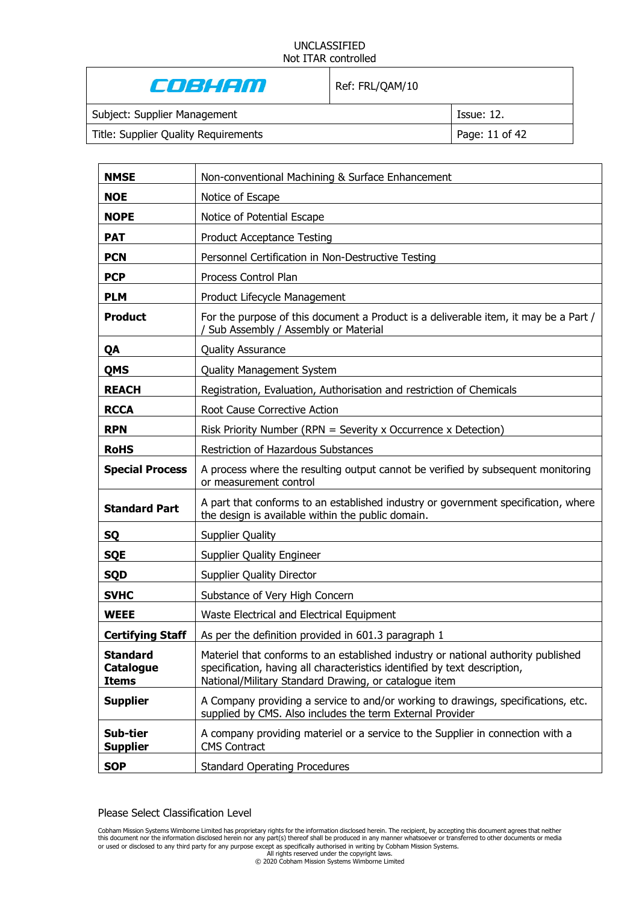| | |
|---|---|
| **NMSE** | Non-conventional Machining & Surface Enhancement |
| **NOE** | Notice of Escape |
| **NOPE** | Notice of Potential Escape |
| **PAT** | Product Acceptance Testing |
| **PCN** | Personnel Certification in Non-Destructive Testing |
| **PCP** | Process Control Plan |
| **PLM** | Product Lifecycle Management |
| **Product** | For the purpose of this document a Product is a deliverable item, it may be a Part / / Sub Assembly / Assembly or Material |
| **QA** | Quality Assurance |
| **QMS** | Quality Management System |
| **REACH** | Registration, Evaluation, Authorisation and restriction of Chemicals |
| **RCCA** | Root Cause Corrective Action |
| **RPN** | Risk Priority Number (RPN = Severity x Occurrence x Detection) |
| **RoHS** | Restriction of Hazardous Substances |
| **Special Process** | A process where the resulting output cannot be verified by subsequent monitoring or measurement control |
| **Standard Part** | A part that conforms to an established industry or government specification, where the design is available within the public domain. |
| **SQ** | Supplier Quality |
| **SQE** | Supplier Quality Engineer |
| **SQD** | Supplier Quality Director |
| **SVHC** | Substance of Very High Concern |
| **WEEE** | Waste Electrical and Electrical Equipment |
| **Certifying Staff** | As per the definition provided in 601.3 paragraph 1 |
| **Standard Catalogue Items** | Materiel that conforms to an established industry or national authority published specification, having all characteristics identified by text description, National/Military Standard Drawing, or catalogue item |
| **Supplier** | A Company providing a service to and/or working to drawings, specifications, etc. supplied by CMS. Also includes the term External Provider |
| **Sub-tier Supplier** | A company providing materiel or a service to the Supplier in connection with a CMS Contract |
| **SOP** | Standard Operating Procedures |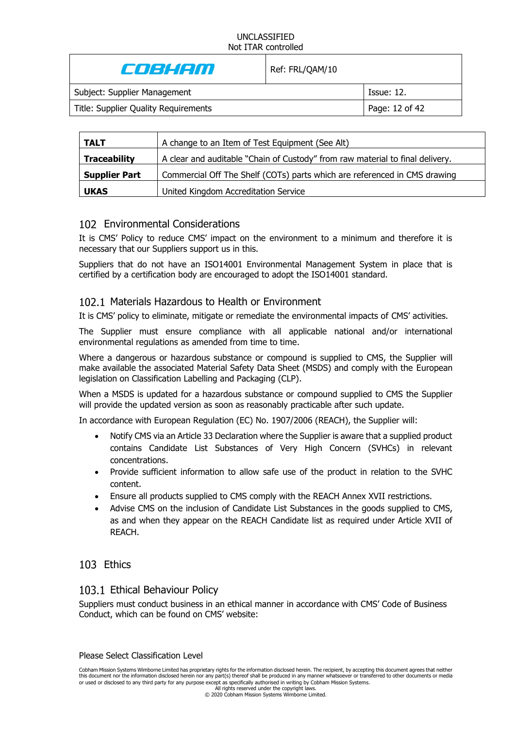| | |
|---|---|
| **TALT** | A change to an Item of Test Equipment (See Alt) |
| **Traceability** | A clear and auditable “Chain of Custody” from raw material to final delivery. |
| **Supplier Part** | Commercial Off The Shelf (COTs) parts which are referenced in CMS drawing |
| **UKAS** | United Kingdom Accreditation Service |

## 102 Environmental Considerations

It is CMS’ Policy to reduce CMS’ impact on the environment to a minimum and therefore it is necessary that our Suppliers support us in this.

Suppliers that do not have an ISO14001 Environmental Management System in place that is certified by a certification body are encouraged to adopt the ISO14001 standard.

### 102.1 Materials Hazardous to Health or Environment

It is CMS’ policy to eliminate, mitigate or remediate the environmental impacts of CMS’ activities.

The Supplier must ensure compliance with all applicable national and/or international environmental regulations as amended from time to time.

Where a dangerous or hazardous substance or compound is supplied to CMS, the Supplier will make available the associated Material Safety Data Sheet (MSDS) and comply with the European legislation on Classification Labelling and Packaging (CLP).

When a MSDS is updated for a hazardous substance or compound supplied to CMS the Supplier will provide the updated version as soon as reasonably practicable after such update.

In accordance with European Regulation (EC) No. 1907/2006 (REACH), the Supplier will:

- Notify CMS via an Article 33 Declaration where the Supplier is aware that a supplied product contains Candidate List Substances of Very High Concern (SVHCs) in relevant concentrations.
- Provide sufficient information to allow safe use of the product in relation to the SVHC content.
- Ensure all products supplied to CMS comply with the REACH Annex XVII restrictions.
- Advise CMS on the inclusion of Candidate List Substances in the goods supplied to CMS, as and when they appear on the REACH Candidate list as required under Article XVII of REACH.

## 103 Ethics

### 103.1 Ethical Behaviour Policy

Suppliers must conduct business in an ethical manner in accordance with CMS’ Code of Business Conduct, which can be found on CMS’ website: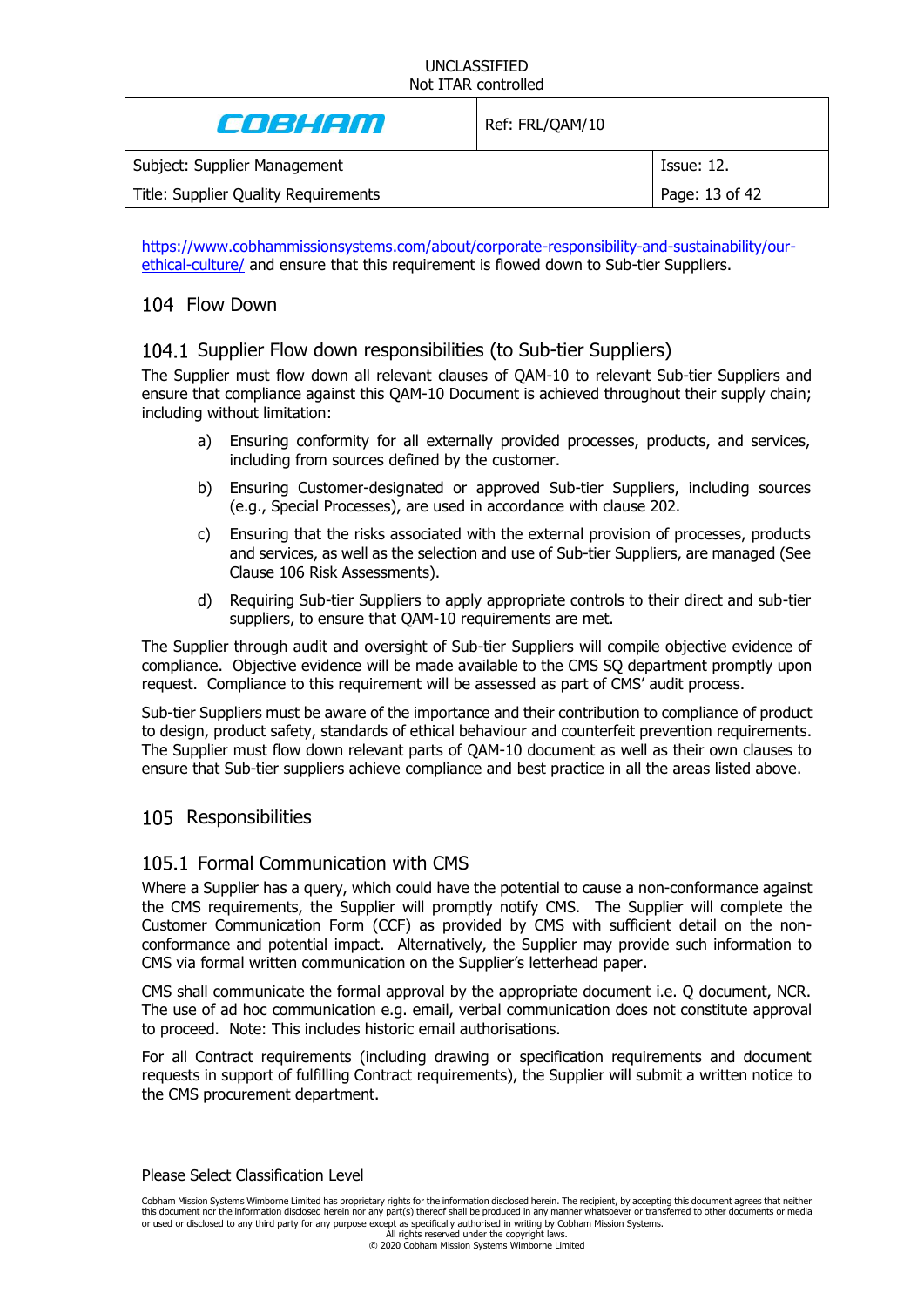https://www.cobhammissionsystems.com/about/corporate-responsibility-and-sustainability/our-ethical-culture/ and ensure that this requirement is flowed down to Sub-tier Suppliers.

## 104 Flow Down

### 104.1 Supplier Flow down responsibilities (to Sub-tier Suppliers)

The Supplier must flow down all relevant clauses of QAM-10 to relevant Sub-tier Suppliers and ensure that compliance against this QAM-10 Document is achieved throughout their supply chain; including without limitation:

a) Ensuring conformity for all externally provided processes, products, and services, including from sources defined by the customer.

b) Ensuring Customer-designated or approved Sub-tier Suppliers, including sources (e.g., Special Processes), are used in accordance with clause 202.

c) Ensuring that the risks associated with the external provision of processes, products and services, as well as the selection and use of Sub-tier Suppliers, are managed (See Clause 106 Risk Assessments).

d) Requiring Sub-tier Suppliers to apply appropriate controls to their direct and sub-tier suppliers, to ensure that QAM-10 requirements are met.

The Supplier through audit and oversight of Sub-tier Suppliers will compile objective evidence of compliance. Objective evidence will be made available to the CMS SQ department promptly upon request. Compliance to this requirement will be assessed as part of CMS' audit process.

Sub-tier Suppliers must be aware of the importance and their contribution to compliance of product to design, product safety, standards of ethical behaviour and counterfeit prevention requirements. The Supplier must flow down relevant parts of QAM-10 document as well as their own clauses to ensure that Sub-tier suppliers achieve compliance and best practice in all the areas listed above.

## 105 Responsibilities

### 105.1 Formal Communication with CMS

Where a Supplier has a query, which could have the potential to cause a non-conformance against the CMS requirements, the Supplier will promptly notify CMS. The Supplier will complete the Customer Communication Form (CCF) as provided by CMS with sufficient detail on the non-conformance and potential impact. Alternatively, the Supplier may provide such information to CMS via formal written communication on the Supplier's letterhead paper.

CMS shall communicate the formal approval by the appropriate document i.e. Q document, NCR. The use of ad hoc communication e.g. email, verbal communication does not constitute approval to proceed. Note: This includes historic email authorisations.

For all Contract requirements (including drawing or specification requirements and document requests in support of fulfilling Contract requirements), the Supplier will submit a written notice to the CMS procurement department.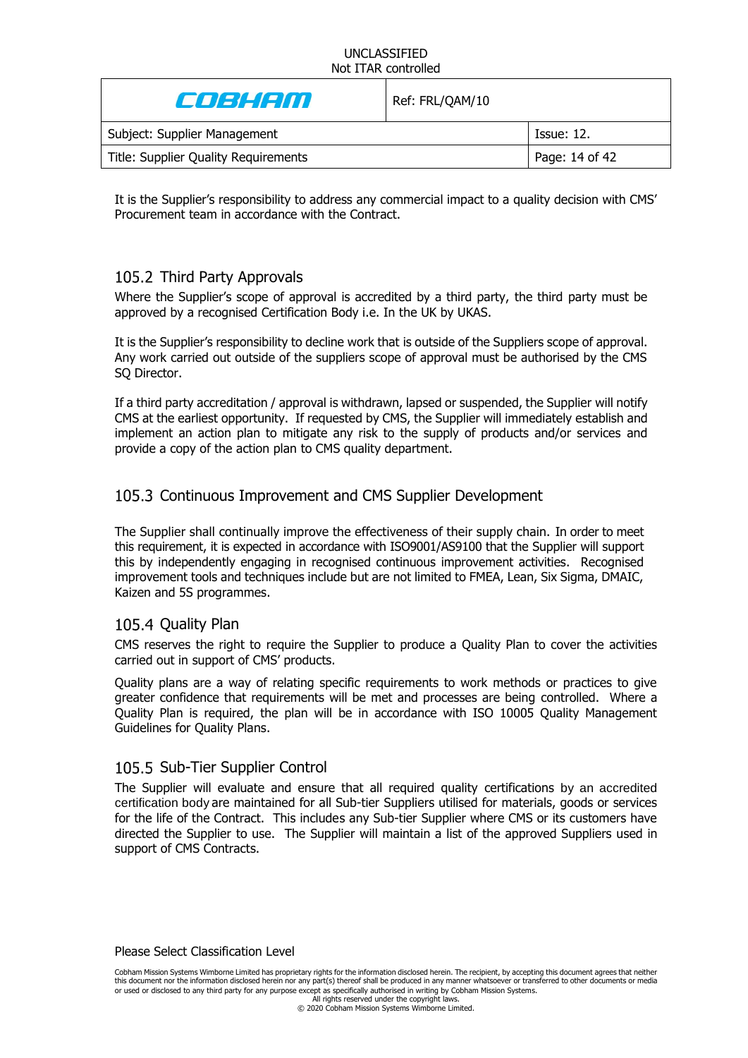It is the Supplier's responsibility to address any commercial impact to a quality decision with CMS' Procurement team in accordance with the Contract.

## 105.2 Third Party Approvals

Where the Supplier's scope of approval is accredited by a third party, the third party must be approved by a recognised Certification Body i.e. In the UK by UKAS.

It is the Supplier's responsibility to decline work that is outside of the Suppliers scope of approval. Any work carried out outside of the suppliers scope of approval must be authorised by the CMS SQ Director.

If a third party accreditation / approval is withdrawn, lapsed or suspended, the Supplier will notify CMS at the earliest opportunity. If requested by CMS, the Supplier will immediately establish and implement an action plan to mitigate any risk to the supply of products and/or services and provide a copy of the action plan to CMS quality department.

## 105.3 Continuous Improvement and CMS Supplier Development

The Supplier shall continually improve the effectiveness of their supply chain. In order to meet this requirement, it is expected in accordance with ISO9001/AS9100 that the Supplier will support this by independently engaging in recognised continuous improvement activities. Recognised improvement tools and techniques include but are not limited to FMEA, Lean, Six Sigma, DMAIC, Kaizen and 5S programmes.

## 105.4 Quality Plan

CMS reserves the right to require the Supplier to produce a Quality Plan to cover the activities carried out in support of CMS' products.

Quality plans are a way of relating specific requirements to work methods or practices to give greater confidence that requirements will be met and processes are being controlled. Where a Quality Plan is required, the plan will be in accordance with ISO 10005 Quality Management Guidelines for Quality Plans.

## 105.5 Sub-Tier Supplier Control

The Supplier will evaluate and ensure that all required quality certifications by an accredited certification body are maintained for all Sub-tier Suppliers utilised for materials, goods or services for the life of the Contract. This includes any Sub-tier Supplier where CMS or its customers have directed the Supplier to use. The Supplier will maintain a list of the approved Suppliers used in support of CMS Contracts.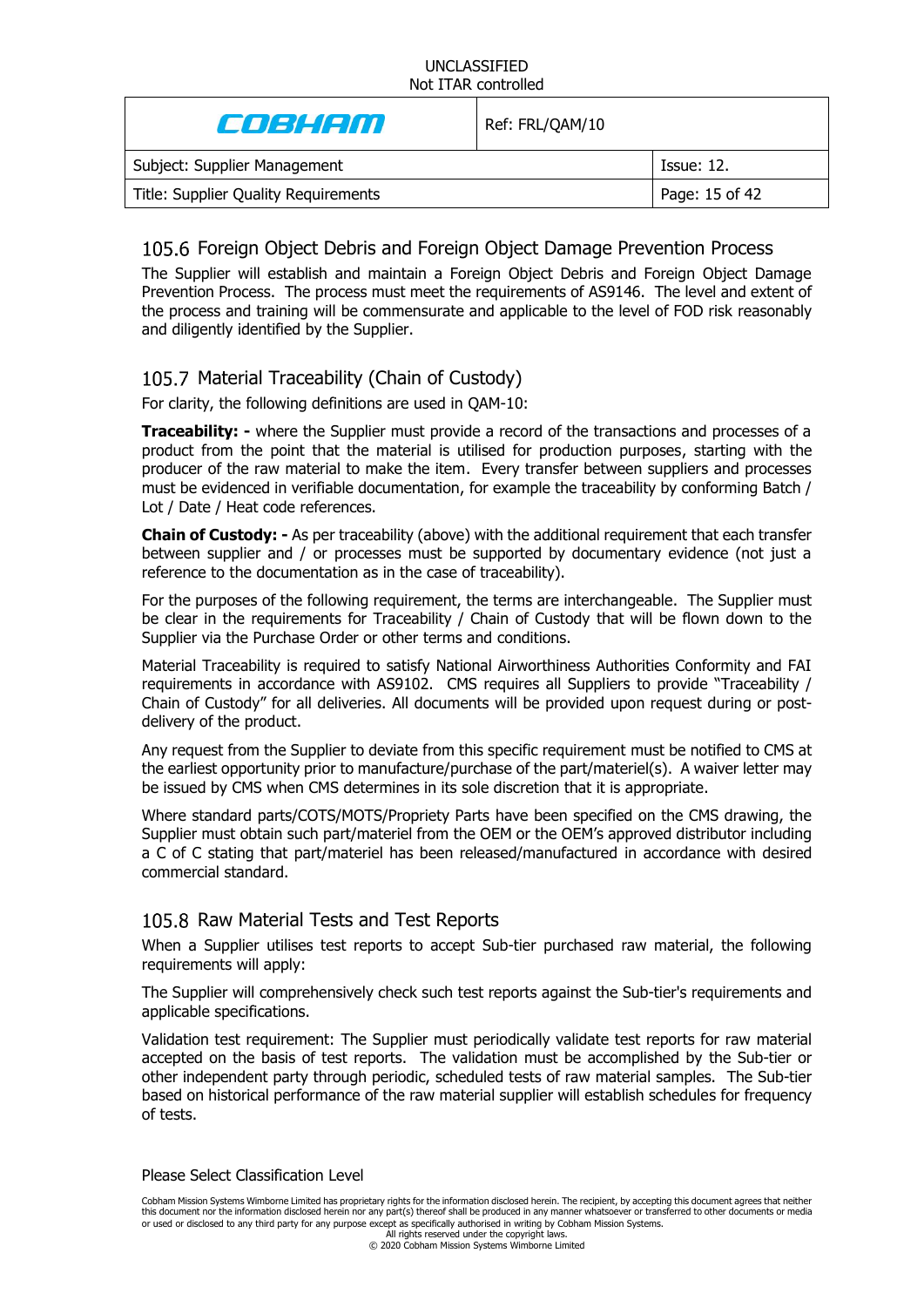## 105.6 Foreign Object Debris and Foreign Object Damage Prevention Process

The Supplier will establish and maintain a Foreign Object Debris and Foreign Object Damage Prevention Process. The process must meet the requirements of AS9146. The level and extent of the process and training will be commensurate and applicable to the level of FOD risk reasonably and diligently identified by the Supplier.

## 105.7 Material Traceability (Chain of Custody)

For clarity, the following definitions are used in QAM-10:

**Traceability: -** where the Supplier must provide a record of the transactions and processes of a product from the point that the material is utilised for production purposes, starting with the producer of the raw material to make the item. Every transfer between suppliers and processes must be evidenced in verifiable documentation, for example the traceability by conforming Batch / Lot / Date / Heat code references.

**Chain of Custody: -** As per traceability (above) with the additional requirement that each transfer between supplier and / or processes must be supported by documentary evidence (not just a reference to the documentation as in the case of traceability).

For the purposes of the following requirement, the terms are interchangeable. The Supplier must be clear in the requirements for Traceability / Chain of Custody that will be flown down to the Supplier via the Purchase Order or other terms and conditions.

Material Traceability is required to satisfy National Airworthiness Authorities Conformity and FAI requirements in accordance with AS9102. CMS requires all Suppliers to provide "Traceability / Chain of Custody" for all deliveries. All documents will be provided upon request during or post-delivery of the product.

Any request from the Supplier to deviate from this specific requirement must be notified to CMS at the earliest opportunity prior to manufacture/purchase of the part/materiel(s). A waiver letter may be issued by CMS when CMS determines in its sole discretion that it is appropriate.

Where standard parts/COTS/MOTS/Propriety Parts have been specified on the CMS drawing, the Supplier must obtain such part/materiel from the OEM or the OEM's approved distributor including a C of C stating that part/materiel has been released/manufactured in accordance with desired commercial standard.

## 105.8 Raw Material Tests and Test Reports

When a Supplier utilises test reports to accept Sub-tier purchased raw material, the following requirements will apply:

The Supplier will comprehensively check such test reports against the Sub-tier's requirements and applicable specifications.

Validation test requirement: The Supplier must periodically validate test reports for raw material accepted on the basis of test reports. The validation must be accomplished by the Sub-tier or other independent party through periodic, scheduled tests of raw material samples. The Sub-tier based on historical performance of the raw material supplier will establish schedules for frequency of tests.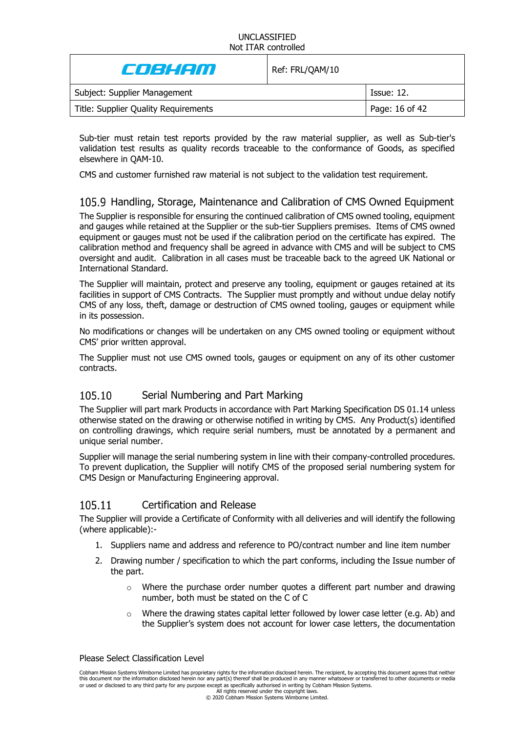Sub-tier must retain test reports provided by the raw material supplier, as well as Sub-tier's validation test results as quality records traceable to the conformance of Goods, as specified elsewhere in QAM-10.

CMS and customer furnished raw material is not subject to the validation test requirement.

### 105.9 Handling, Storage, Maintenance and Calibration of CMS Owned Equipment

The Supplier is responsible for ensuring the continued calibration of CMS owned tooling, equipment and gauges while retained at the Supplier or the sub-tier Suppliers premises. Items of CMS owned equipment or gauges must not be used if the calibration period on the certificate has expired. The calibration method and frequency shall be agreed in advance with CMS and will be subject to CMS oversight and audit. Calibration in all cases must be traceable back to the agreed UK National or International Standard.

The Supplier will maintain, protect and preserve any tooling, equipment or gauges retained at its facilities in support of CMS Contracts. The Supplier must promptly and without undue delay notify CMS of any loss, theft, damage or destruction of CMS owned tooling, gauges or equipment while in its possession.

No modifications or changes will be undertaken on any CMS owned tooling or equipment without CMS' prior written approval.

The Supplier must not use CMS owned tools, gauges or equipment on any of its other customer contracts.

### 105.10 Serial Numbering and Part Marking

The Supplier will part mark Products in accordance with Part Marking Specification DS 01.14 unless otherwise stated on the drawing or otherwise notified in writing by CMS. Any Product(s) identified on controlling drawings, which require serial numbers, must be annotated by a permanent and unique serial number.

Supplier will manage the serial numbering system in line with their company-controlled procedures. To prevent duplication, the Supplier will notify CMS of the proposed serial numbering system for CMS Design or Manufacturing Engineering approval.

### 105.11 Certification and Release

The Supplier will provide a Certificate of Conformity with all deliveries and will identify the following (where applicable):-

1. Suppliers name and address and reference to PO/contract number and line item number
2. Drawing number / specification to which the part conforms, including the Issue number of the part.
    - Where the purchase order number quotes a different part number and drawing number, both must be stated on the C of C
    - Where the drawing states capital letter followed by lower case letter (e.g. Ab) and the Supplier's system does not account for lower case letters, the documentation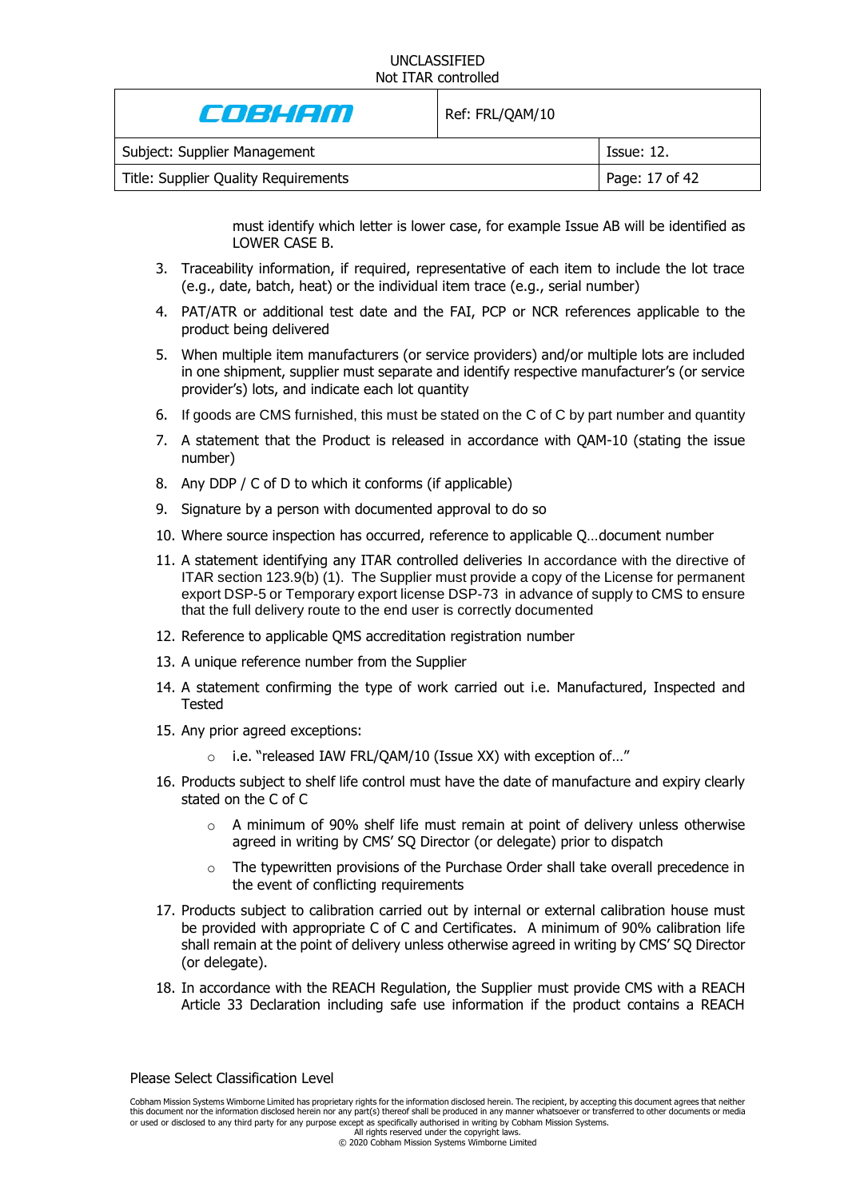must identify which letter is lower case, for example Issue AB will be identified as LOWER CASE B.

3. Traceability information, if required, representative of each item to include the lot trace (e.g., date, batch, heat) or the individual item trace (e.g., serial number)
4. PAT/ATR or additional test date and the FAI, PCP or NCR references applicable to the product being delivered
5. When multiple item manufacturers (or service providers) and/or multiple lots are included in one shipment, supplier must separate and identify respective manufacturer's (or service provider's) lots, and indicate each lot quantity
6. If goods are CMS furnished, this must be stated on the C of C by part number and quantity
7. A statement that the Product is released in accordance with QAM-10 (stating the issue number)
8. Any DDP / C of D to which it conforms (if applicable)
9. Signature by a person with documented approval to do so
10. Where source inspection has occurred, reference to applicable Q…document number
11. A statement identifying any ITAR controlled deliveries In accordance with the directive of ITAR section 123.9(b) (1). The Supplier must provide a copy of the License for permanent export DSP-5 or Temporary export license DSP-73 in advance of supply to CMS to ensure that the full delivery route to the end user is correctly documented
12. Reference to applicable QMS accreditation registration number
13. A unique reference number from the Supplier
14. A statement confirming the type of work carried out i.e. Manufactured, Inspected and Tested
15. Any prior agreed exceptions:
    - i.e. "released IAW FRL/QAM/10 (Issue XX) with exception of…"
16. Products subject to shelf life control must have the date of manufacture and expiry clearly stated on the C of C
    - A minimum of 90% shelf life must remain at point of delivery unless otherwise agreed in writing by CMS' SQ Director (or delegate) prior to dispatch
    - The typewritten provisions of the Purchase Order shall take overall precedence in the event of conflicting requirements
17. Products subject to calibration carried out by internal or external calibration house must be provided with appropriate C of C and Certificates. A minimum of 90% calibration life shall remain at the point of delivery unless otherwise agreed in writing by CMS' SQ Director (or delegate).
18. In accordance with the REACH Regulation, the Supplier must provide CMS with a REACH Article 33 Declaration including safe use information if the product contains a REACH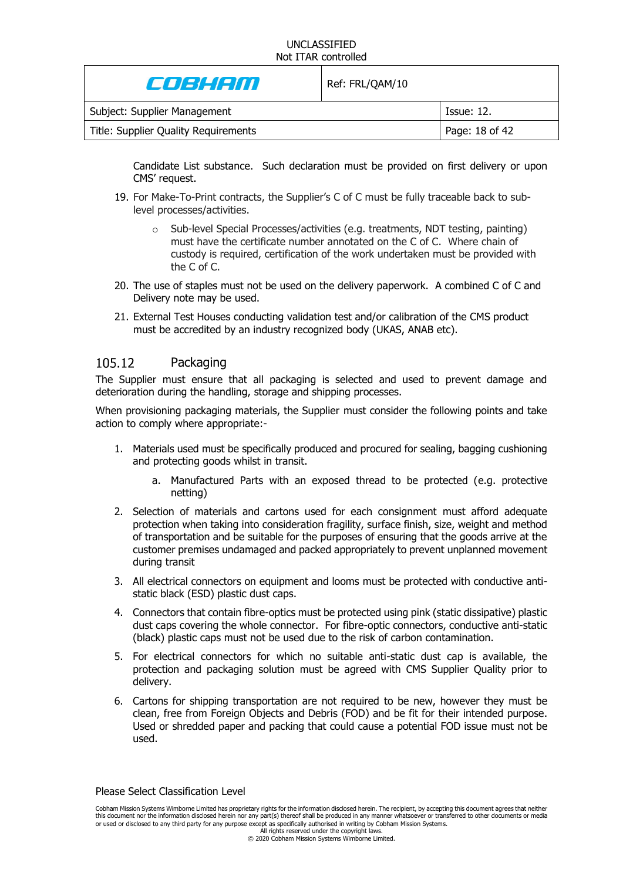Candidate List substance. Such declaration must be provided on first delivery or upon CMS' request.

19. For Make-To-Print contracts, the Supplier's C of C must be fully traceable back to sub-level processes/activities.
    - Sub-level Special Processes/activities (e.g. treatments, NDT testing, painting) must have the certificate number annotated on the C of C. Where chain of custody is required, certification of the work undertaken must be provided with the C of C.
20. The use of staples must not be used on the delivery paperwork. A combined C of C and Delivery note may be used.
21. External Test Houses conducting validation test and/or calibration of the CMS product must be accredited by an industry recognized body (UKAS, ANAB etc).

## 105.12 Packaging

The Supplier must ensure that all packaging is selected and used to prevent damage and deterioration during the handling, storage and shipping processes.

When provisioning packaging materials, the Supplier must consider the following points and take action to comply where appropriate:-

1. Materials used must be specifically produced and procured for sealing, bagging cushioning and protecting goods whilst in transit.
    a. Manufactured Parts with an exposed thread to be protected (e.g. protective netting)
2. Selection of materials and cartons used for each consignment must afford adequate protection when taking into consideration fragility, surface finish, size, weight and method of transportation and be suitable for the purposes of ensuring that the goods arrive at the customer premises undamaged and packed appropriately to prevent unplanned movement during transit
3. All electrical connectors on equipment and looms must be protected with conductive anti-static black (ESD) plastic dust caps.
4. Connectors that contain fibre-optics must be protected using pink (static dissipative) plastic dust caps covering the whole connector. For fibre-optic connectors, conductive anti-static (black) plastic caps must not be used due to the risk of carbon contamination.
5. For electrical connectors for which no suitable anti-static dust cap is available, the protection and packaging solution must be agreed with CMS Supplier Quality prior to delivery.
6. Cartons for shipping transportation are not required to be new, however they must be clean, free from Foreign Objects and Debris (FOD) and be fit for their intended purpose. Used or shredded paper and packing that could cause a potential FOD issue must not be used.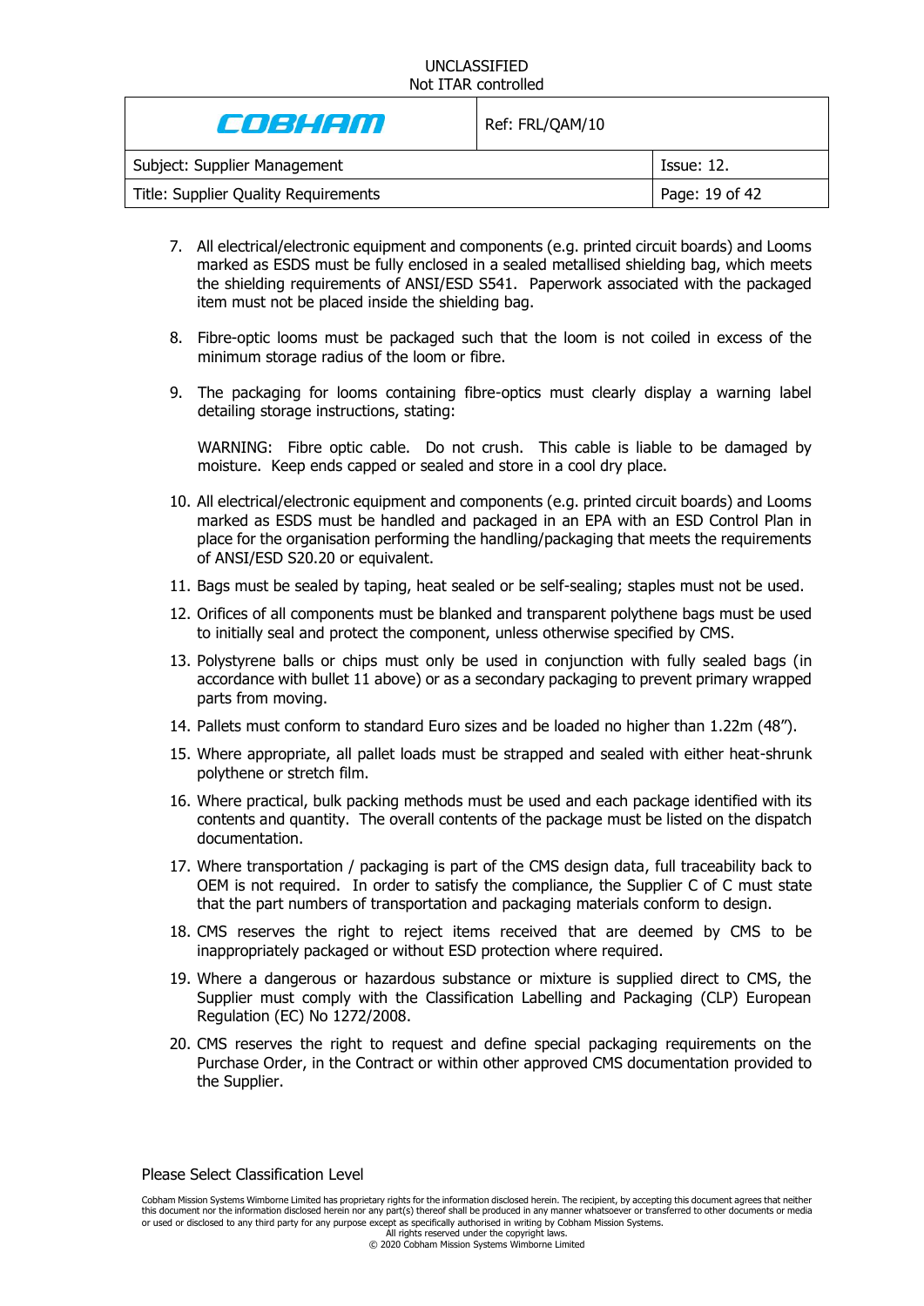7. All electrical/electronic equipment and components (e.g. printed circuit boards) and Looms marked as ESDS must be fully enclosed in a sealed metallised shielding bag, which meets the shielding requirements of ANSI/ESD S541. Paperwork associated with the packaged item must not be placed inside the shielding bag.

8. Fibre-optic looms must be packaged such that the loom is not coiled in excess of the minimum storage radius of the loom or fibre.

9. The packaging for looms containing fibre-optics must clearly display a warning label detailing storage instructions, stating:

   WARNING: Fibre optic cable. Do not crush. This cable is liable to be damaged by moisture. Keep ends capped or sealed and store in a cool dry place.

10. All electrical/electronic equipment and components (e.g. printed circuit boards) and Looms marked as ESDS must be handled and packaged in an EPA with an ESD Control Plan in place for the organisation performing the handling/packaging that meets the requirements of ANSI/ESD S20.20 or equivalent.

11. Bags must be sealed by taping, heat sealed or be self-sealing; staples must not be used.

12. Orifices of all components must be blanked and transparent polythene bags must be used to initially seal and protect the component, unless otherwise specified by CMS.

13. Polystyrene balls or chips must only be used in conjunction with fully sealed bags (in accordance with bullet 11 above) or as a secondary packaging to prevent primary wrapped parts from moving.

14. Pallets must conform to standard Euro sizes and be loaded no higher than 1.22m (48").

15. Where appropriate, all pallet loads must be strapped and sealed with either heat-shrunk polythene or stretch film.

16. Where practical, bulk packing methods must be used and each package identified with its contents and quantity. The overall contents of the package must be listed on the dispatch documentation.

17. Where transportation / packaging is part of the CMS design data, full traceability back to OEM is not required. In order to satisfy the compliance, the Supplier C of C must state that the part numbers of transportation and packaging materials conform to design.

18. CMS reserves the right to reject items received that are deemed by CMS to be inappropriately packaged or without ESD protection where required.

19. Where a dangerous or hazardous substance or mixture is supplied direct to CMS, the Supplier must comply with the Classification Labelling and Packaging (CLP) European Regulation (EC) No 1272/2008.

20. CMS reserves the right to request and define special packaging requirements on the Purchase Order, in the Contract or within other approved CMS documentation provided to the Supplier.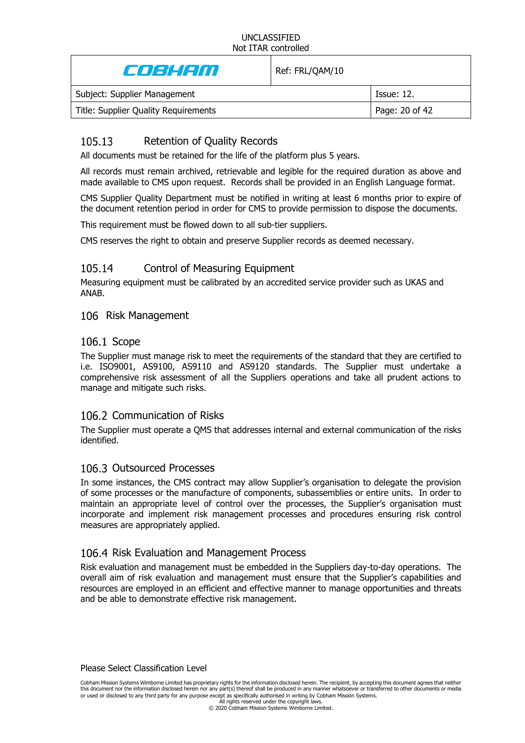### 105.13 Retention of Quality Records

All documents must be retained for the life of the platform plus 5 years.

All records must remain archived, retrievable and legible for the required duration as above and made available to CMS upon request. Records shall be provided in an English Language format.

CMS Supplier Quality Department must be notified in writing at least 6 months prior to expire of the document retention period in order for CMS to provide permission to dispose the documents.

This requirement must be flowed down to all sub-tier suppliers.

CMS reserves the right to obtain and preserve Supplier records as deemed necessary.

### 105.14 Control of Measuring Equipment

Measuring equipment must be calibrated by an accredited service provider such as UKAS and ANAB.

## 106 Risk Management

### 106.1 Scope

The Supplier must manage risk to meet the requirements of the standard that they are certified to i.e. ISO9001, AS9100, AS9110 and AS9120 standards. The Supplier must undertake a comprehensive risk assessment of all the Suppliers operations and take all prudent actions to manage and mitigate such risks.

### 106.2 Communication of Risks

The Supplier must operate a QMS that addresses internal and external communication of the risks identified.

### 106.3 Outsourced Processes

In some instances, the CMS contract may allow Supplier's organisation to delegate the provision of some processes or the manufacture of components, subassemblies or entire units. In order to maintain an appropriate level of control over the processes, the Supplier's organisation must incorporate and implement risk management processes and procedures ensuring risk control measures are appropriately applied.

### 106.4 Risk Evaluation and Management Process

Risk evaluation and management must be embedded in the Suppliers day-to-day operations. The overall aim of risk evaluation and management must ensure that the Supplier's capabilities and resources are employed in an efficient and effective manner to manage opportunities and threats and be able to demonstrate effective risk management.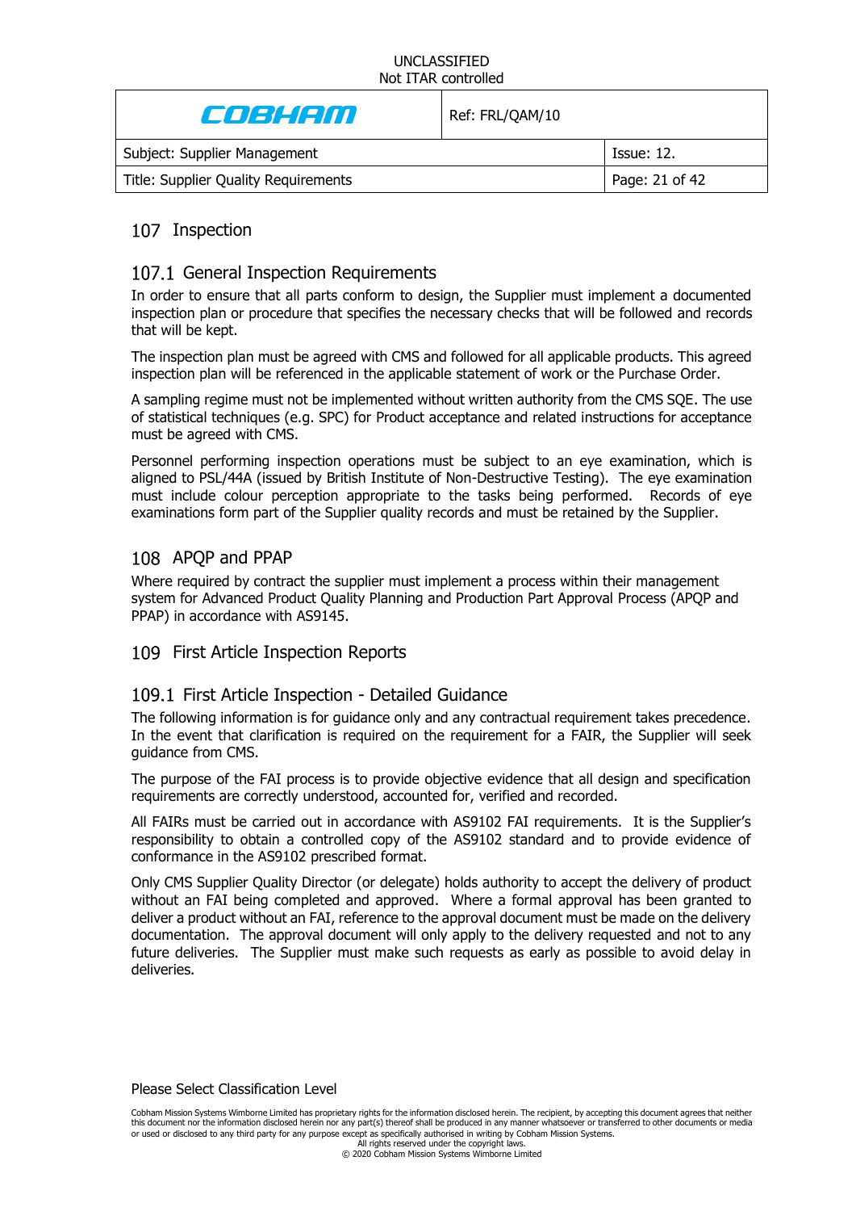## 107 Inspection

### 107.1 General Inspection Requirements

In order to ensure that all parts conform to design, the Supplier must implement a documented inspection plan or procedure that specifies the necessary checks that will be followed and records that will be kept.

The inspection plan must be agreed with CMS and followed for all applicable products. This agreed inspection plan will be referenced in the applicable statement of work or the Purchase Order.

A sampling regime must not be implemented without written authority from the CMS SQE. The use of statistical techniques (e.g. SPC) for Product acceptance and related instructions for acceptance must be agreed with CMS.

Personnel performing inspection operations must be subject to an eye examination, which is aligned to PSL/44A (issued by British Institute of Non-Destructive Testing). The eye examination must include colour perception appropriate to the tasks being performed. Records of eye examinations form part of the Supplier quality records and must be retained by the Supplier.

## 108 APQP and PPAP

Where required by contract the supplier must implement a process within their management system for Advanced Product Quality Planning and Production Part Approval Process (APQP and PPAP) in accordance with AS9145.

## 109 First Article Inspection Reports

### 109.1 First Article Inspection - Detailed Guidance

The following information is for guidance only and any contractual requirement takes precedence. In the event that clarification is required on the requirement for a FAIR, the Supplier will seek guidance from CMS.

The purpose of the FAI process is to provide objective evidence that all design and specification requirements are correctly understood, accounted for, verified and recorded.

All FAIRs must be carried out in accordance with AS9102 FAI requirements. It is the Supplier's responsibility to obtain a controlled copy of the AS9102 standard and to provide evidence of conformance in the AS9102 prescribed format.

Only CMS Supplier Quality Director (or delegate) holds authority to accept the delivery of product without an FAI being completed and approved. Where a formal approval has been granted to deliver a product without an FAI, reference to the approval document must be made on the delivery documentation. The approval document will only apply to the delivery requested and not to any future deliveries. The Supplier must make such requests as early as possible to avoid delay in deliveries.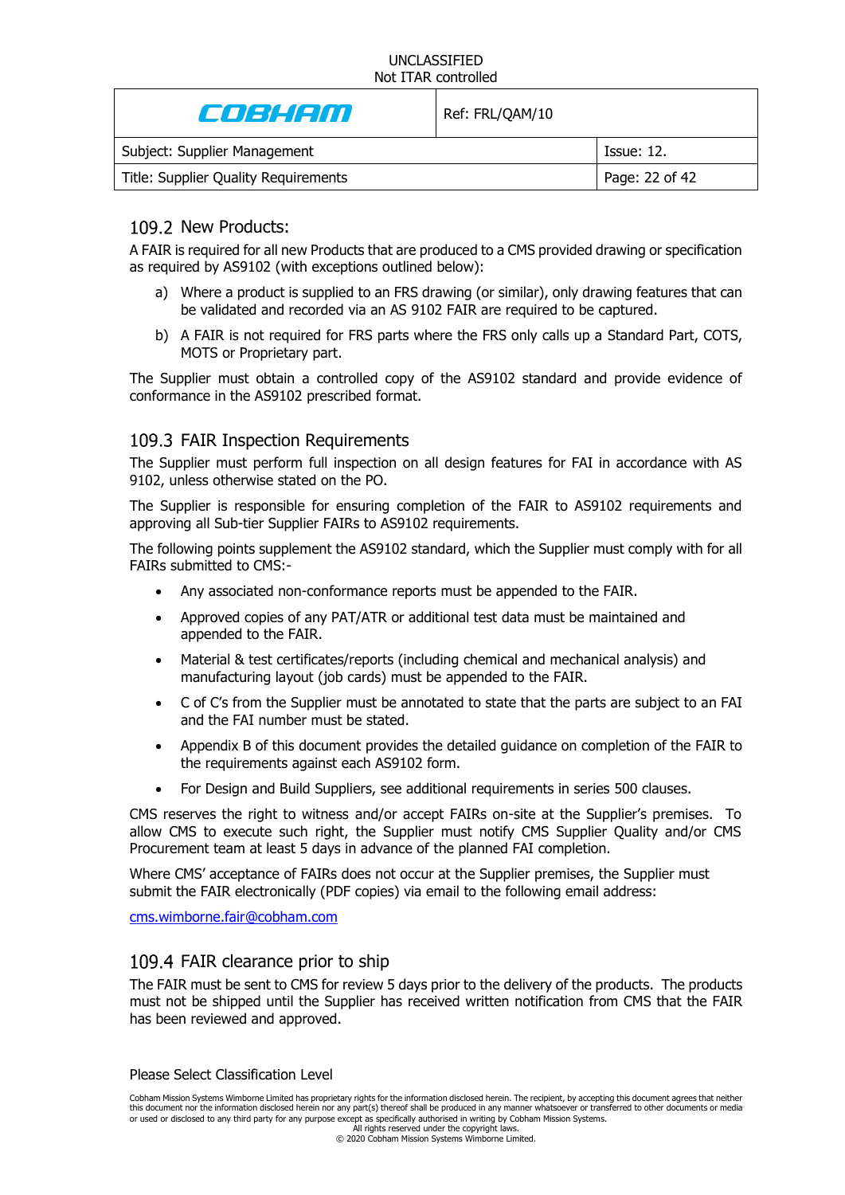## 109.2 New Products:

A FAIR is required for all new Products that are produced to a CMS provided drawing or specification as required by AS9102 (with exceptions outlined below):

a) Where a product is supplied to an FRS drawing (or similar), only drawing features that can be validated and recorded via an AS 9102 FAIR are required to be captured.

b) A FAIR is not required for FRS parts where the FRS only calls up a Standard Part, COTS, MOTS or Proprietary part.

The Supplier must obtain a controlled copy of the AS9102 standard and provide evidence of conformance in the AS9102 prescribed format.

## 109.3 FAIR Inspection Requirements

The Supplier must perform full inspection on all design features for FAI in accordance with AS 9102, unless otherwise stated on the PO.

The Supplier is responsible for ensuring completion of the FAIR to AS9102 requirements and approving all Sub-tier Supplier FAIRs to AS9102 requirements.

The following points supplement the AS9102 standard, which the Supplier must comply with for all FAIRs submitted to CMS:-

- Any associated non-conformance reports must be appended to the FAIR.
- Approved copies of any PAT/ATR or additional test data must be maintained and appended to the FAIR.
- Material & test certificates/reports (including chemical and mechanical analysis) and manufacturing layout (job cards) must be appended to the FAIR.
- C of C's from the Supplier must be annotated to state that the parts are subject to an FAI and the FAI number must be stated.
- Appendix B of this document provides the detailed guidance on completion of the FAIR to the requirements against each AS9102 form.
- For Design and Build Suppliers, see additional requirements in series 500 clauses.

CMS reserves the right to witness and/or accept FAIRs on-site at the Supplier's premises. To allow CMS to execute such right, the Supplier must notify CMS Supplier Quality and/or CMS Procurement team at least 5 days in advance of the planned FAI completion.

Where CMS' acceptance of FAIRs does not occur at the Supplier premises, the Supplier must submit the FAIR electronically (PDF copies) via email to the following email address:

cms.wimborne.fair@cobham.com

## 109.4 FAIR clearance prior to ship

The FAIR must be sent to CMS for review 5 days prior to the delivery of the products. The products must not be shipped until the Supplier has received written notification from CMS that the FAIR has been reviewed and approved.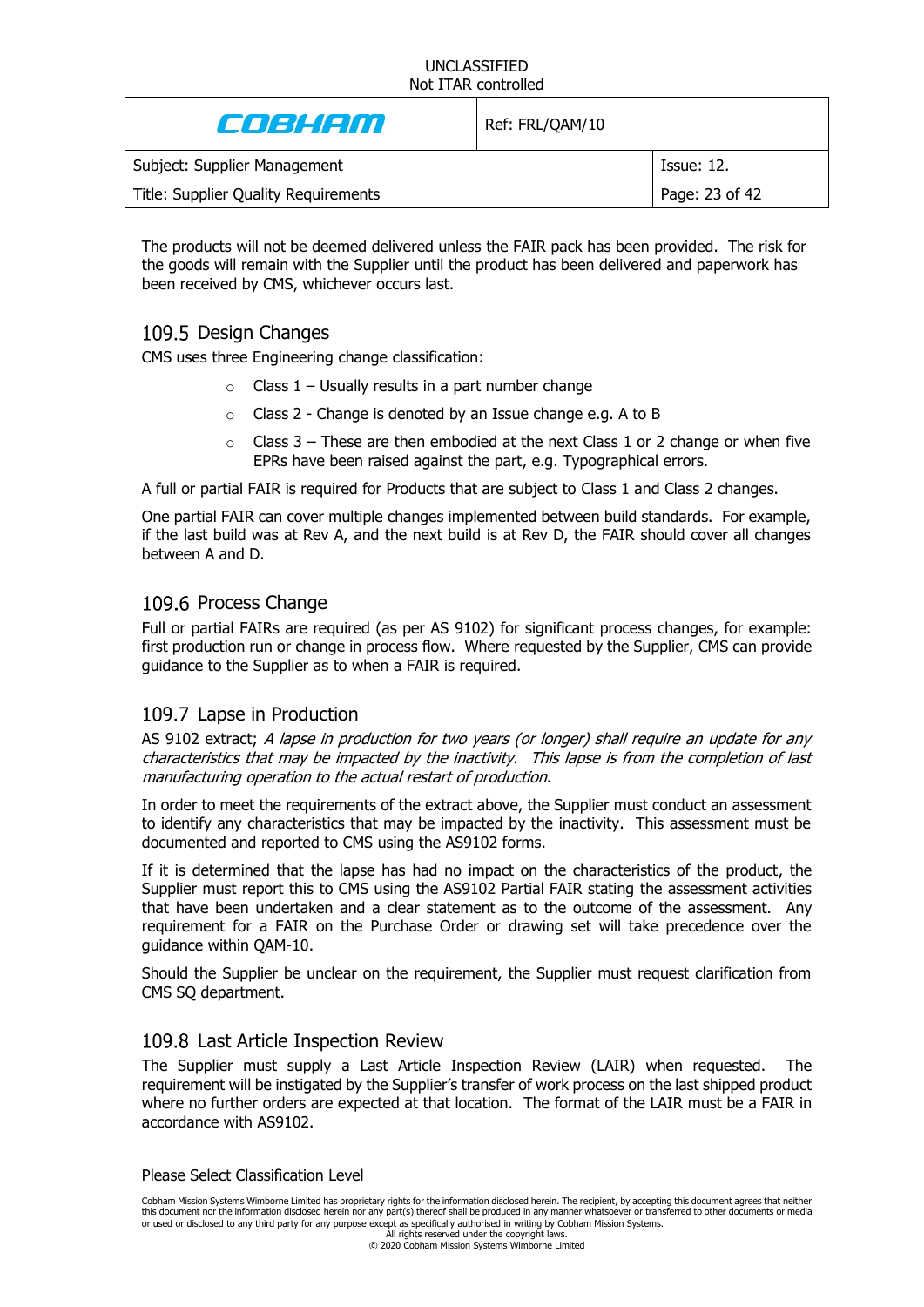The products will not be deemed delivered unless the FAIR pack has been provided. The risk for the goods will remain with the Supplier until the product has been delivered and paperwork has been received by CMS, whichever occurs last.

## 109.5 Design Changes

CMS uses three Engineering change classification:

- Class 1 – Usually results in a part number change
- Class 2 - Change is denoted by an Issue change e.g. A to B
- Class 3 – These are then embodied at the next Class 1 or 2 change or when five EPRs have been raised against the part, e.g. Typographical errors.

A full or partial FAIR is required for Products that are subject to Class 1 and Class 2 changes.

One partial FAIR can cover multiple changes implemented between build standards. For example, if the last build was at Rev A, and the next build is at Rev D, the FAIR should cover all changes between A and D.

## 109.6 Process Change

Full or partial FAIRs are required (as per AS 9102) for significant process changes, for example: first production run or change in process flow. Where requested by the Supplier, CMS can provide guidance to the Supplier as to when a FAIR is required.

## 109.7 Lapse in Production

AS 9102 extract; *A lapse in production for two years (or longer) shall require an update for any characteristics that may be impacted by the inactivity. This lapse is from the completion of last manufacturing operation to the actual restart of production.*

In order to meet the requirements of the extract above, the Supplier must conduct an assessment to identify any characteristics that may be impacted by the inactivity. This assessment must be documented and reported to CMS using the AS9102 forms.

If it is determined that the lapse has had no impact on the characteristics of the product, the Supplier must report this to CMS using the AS9102 Partial FAIR stating the assessment activities that have been undertaken and a clear statement as to the outcome of the assessment. Any requirement for a FAIR on the Purchase Order or drawing set will take precedence over the guidance within QAM-10.

Should the Supplier be unclear on the requirement, the Supplier must request clarification from CMS SQ department.

## 109.8 Last Article Inspection Review

The Supplier must supply a Last Article Inspection Review (LAIR) when requested. The requirement will be instigated by the Supplier's transfer of work process on the last shipped product where no further orders are expected at that location. The format of the LAIR must be a FAIR in accordance with AS9102.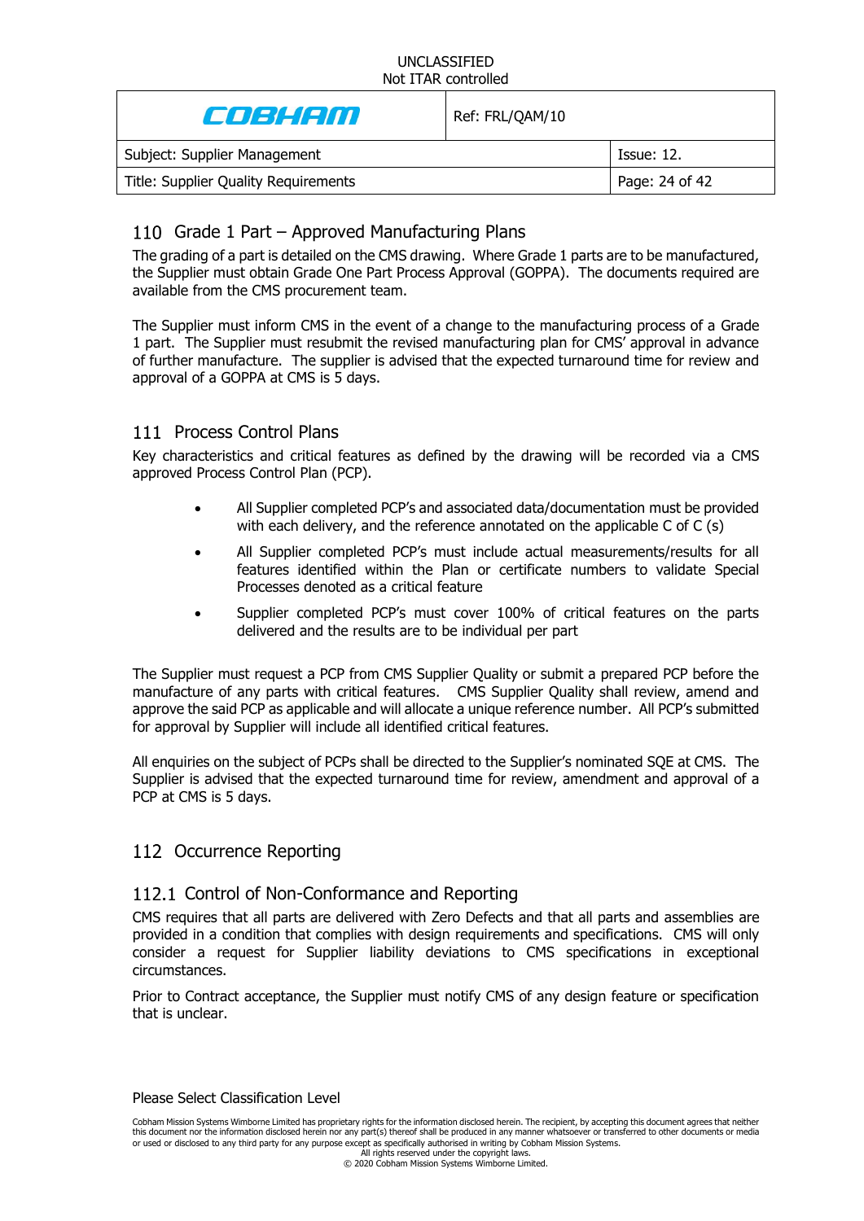## 110 Grade 1 Part – Approved Manufacturing Plans

The grading of a part is detailed on the CMS drawing. Where Grade 1 parts are to be manufactured, the Supplier must obtain Grade One Part Process Approval (GOPPA). The documents required are available from the CMS procurement team.

The Supplier must inform CMS in the event of a change to the manufacturing process of a Grade 1 part. The Supplier must resubmit the revised manufacturing plan for CMS' approval in advance of further manufacture. The supplier is advised that the expected turnaround time for review and approval of a GOPPA at CMS is 5 days.

## 111 Process Control Plans

Key characteristics and critical features as defined by the drawing will be recorded via a CMS approved Process Control Plan (PCP).

- All Supplier completed PCP's and associated data/documentation must be provided with each delivery, and the reference annotated on the applicable C of C (s)
- All Supplier completed PCP's must include actual measurements/results for all features identified within the Plan or certificate numbers to validate Special Processes denoted as a critical feature
- Supplier completed PCP's must cover 100% of critical features on the parts delivered and the results are to be individual per part

The Supplier must request a PCP from CMS Supplier Quality or submit a prepared PCP before the manufacture of any parts with critical features. CMS Supplier Quality shall review, amend and approve the said PCP as applicable and will allocate a unique reference number. All PCP's submitted for approval by Supplier will include all identified critical features.

All enquiries on the subject of PCPs shall be directed to the Supplier's nominated SQE at CMS. The Supplier is advised that the expected turnaround time for review, amendment and approval of a PCP at CMS is 5 days.

## 112 Occurrence Reporting

### 112.1 Control of Non-Conformance and Reporting

CMS requires that all parts are delivered with Zero Defects and that all parts and assemblies are provided in a condition that complies with design requirements and specifications. CMS will only consider a request for Supplier liability deviations to CMS specifications in exceptional circumstances.

Prior to Contract acceptance, the Supplier must notify CMS of any design feature or specification that is unclear.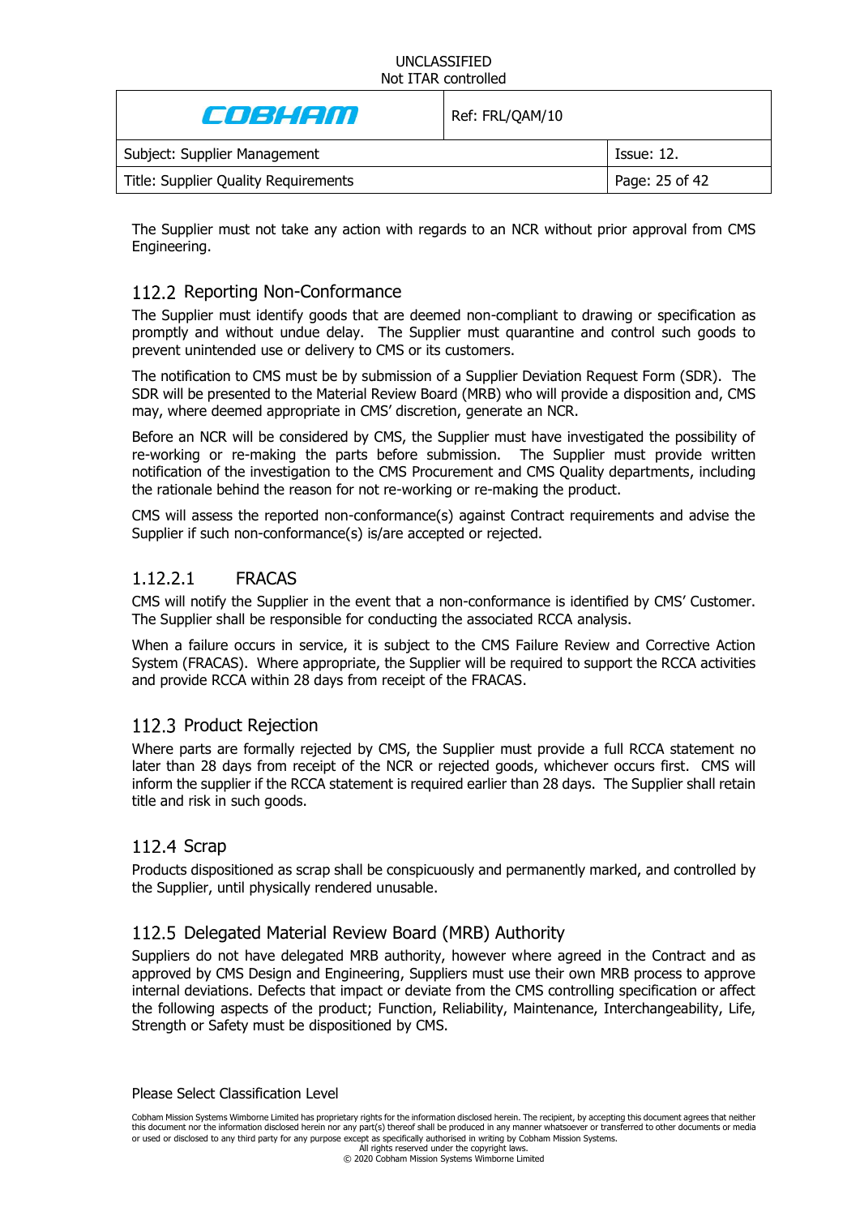The Supplier must not take any action with regards to an NCR without prior approval from CMS Engineering.

## 112.2 Reporting Non-Conformance

The Supplier must identify goods that are deemed non-compliant to drawing or specification as promptly and without undue delay. The Supplier must quarantine and control such goods to prevent unintended use or delivery to CMS or its customers.

The notification to CMS must be by submission of a Supplier Deviation Request Form (SDR). The SDR will be presented to the Material Review Board (MRB) who will provide a disposition and, CMS may, where deemed appropriate in CMS' discretion, generate an NCR.

Before an NCR will be considered by CMS, the Supplier must have investigated the possibility of re-working or re-making the parts before submission. The Supplier must provide written notification of the investigation to the CMS Procurement and CMS Quality departments, including the rationale behind the reason for not re-working or re-making the product.

CMS will assess the reported non-conformance(s) against Contract requirements and advise the Supplier if such non-conformance(s) is/are accepted or rejected.

### 1.12.2.1 FRACAS

CMS will notify the Supplier in the event that a non-conformance is identified by CMS' Customer. The Supplier shall be responsible for conducting the associated RCCA analysis.

When a failure occurs in service, it is subject to the CMS Failure Review and Corrective Action System (FRACAS). Where appropriate, the Supplier will be required to support the RCCA activities and provide RCCA within 28 days from receipt of the FRACAS.

## 112.3 Product Rejection

Where parts are formally rejected by CMS, the Supplier must provide a full RCCA statement no later than 28 days from receipt of the NCR or rejected goods, whichever occurs first. CMS will inform the supplier if the RCCA statement is required earlier than 28 days. The Supplier shall retain title and risk in such goods.

## 112.4 Scrap

Products dispositioned as scrap shall be conspicuously and permanently marked, and controlled by the Supplier, until physically rendered unusable.

## 112.5 Delegated Material Review Board (MRB) Authority

Suppliers do not have delegated MRB authority, however where agreed in the Contract and as approved by CMS Design and Engineering, Suppliers must use their own MRB process to approve internal deviations. Defects that impact or deviate from the CMS controlling specification or affect the following aspects of the product; Function, Reliability, Maintenance, Interchangeability, Life, Strength or Safety must be dispositioned by CMS.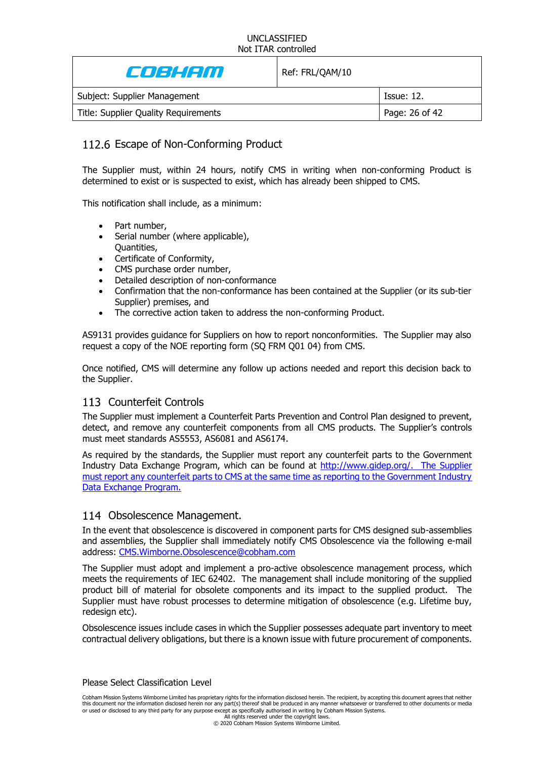## 112.6 Escape of Non-Conforming Product

The Supplier must, within 24 hours, notify CMS in writing when non-conforming Product is determined to exist or is suspected to exist, which has already been shipped to CMS.

This notification shall include, as a minimum:

- Part number,
- Serial number (where applicable), Quantities,
- Certificate of Conformity,
- CMS purchase order number,
- Detailed description of non-conformance
- Confirmation that the non-conformance has been contained at the Supplier (or its sub-tier Supplier) premises, and
- The corrective action taken to address the non-conforming Product.

AS9131 provides guidance for Suppliers on how to report nonconformities. The Supplier may also request a copy of the NOE reporting form (SQ FRM Q01 04) from CMS.

Once notified, CMS will determine any follow up actions needed and report this decision back to the Supplier.

## 113 Counterfeit Controls

The Supplier must implement a Counterfeit Parts Prevention and Control Plan designed to prevent, detect, and remove any counterfeit components from all CMS products. The Supplier's controls must meet standards AS5553, AS6081 and AS6174.

As required by the standards, the Supplier must report any counterfeit parts to the Government Industry Data Exchange Program, which can be found at http://www.gidep.org/. The Supplier must report any counterfeit parts to CMS at the same time as reporting to the Government Industry Data Exchange Program.

## 114 Obsolescence Management.

In the event that obsolescence is discovered in component parts for CMS designed sub-assemblies and assemblies, the Supplier shall immediately notify CMS Obsolescence via the following e-mail address: CMS.Wimborne.Obsolescence@cobham.com

The Supplier must adopt and implement a pro-active obsolescence management process, which meets the requirements of IEC 62402. The management shall include monitoring of the supplied product bill of material for obsolete components and its impact to the supplied product. The Supplier must have robust processes to determine mitigation of obsolescence (e.g. Lifetime buy, redesign etc).

Obsolescence issues include cases in which the Supplier possesses adequate part inventory to meet contractual delivery obligations, but there is a known issue with future procurement of components.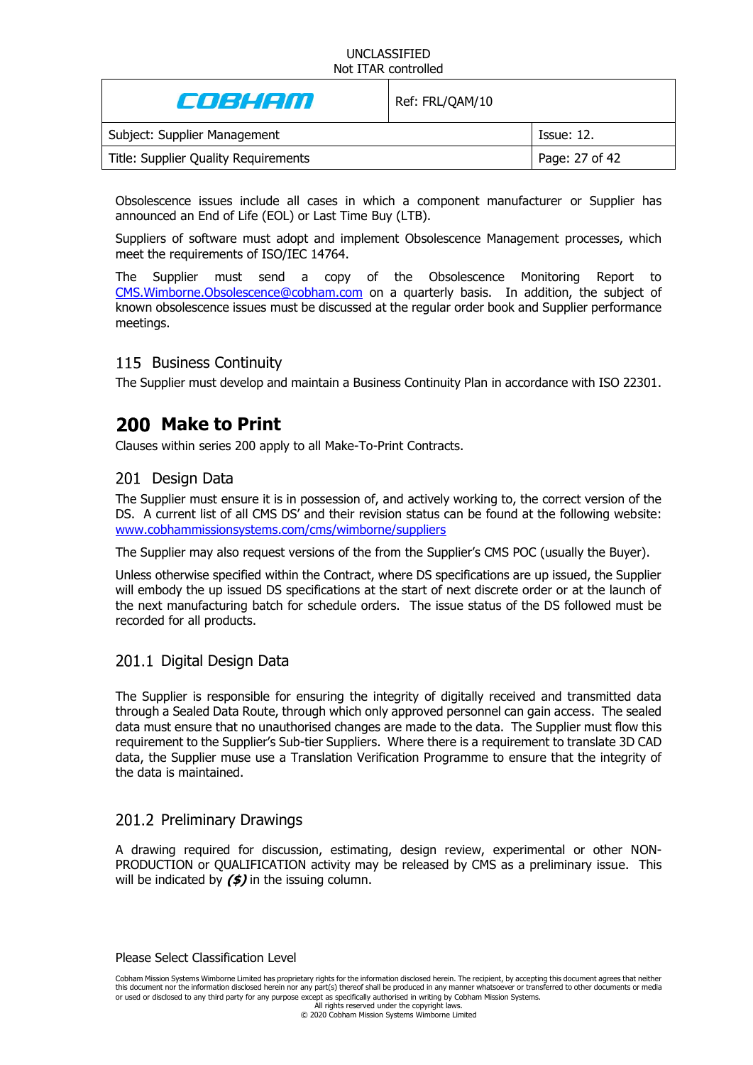Obsolescence issues include all cases in which a component manufacturer or Supplier has announced an End of Life (EOL) or Last Time Buy (LTB).

Suppliers of software must adopt and implement Obsolescence Management processes, which meet the requirements of ISO/IEC 14764.

The Supplier must send a copy of the Obsolescence Monitoring Report to CMS.Wimborne.Obsolescence@cobham.com on a quarterly basis. In addition, the subject of known obsolescence issues must be discussed at the regular order book and Supplier performance meetings.

### 115 Business Continuity

The Supplier must develop and maintain a Business Continuity Plan in accordance with ISO 22301.

## 200 Make to Print

Clauses within series 200 apply to all Make-To-Print Contracts.

### 201 Design Data

The Supplier must ensure it is in possession of, and actively working to, the correct version of the DS. A current list of all CMS DS' and their revision status can be found at the following website: www.cobhammissionsystems.com/cms/wimborne/suppliers

The Supplier may also request versions of the from the Supplier's CMS POC (usually the Buyer).

Unless otherwise specified within the Contract, where DS specifications are up issued, the Supplier will embody the up issued DS specifications at the start of next discrete order or at the launch of the next manufacturing batch for schedule orders. The issue status of the DS followed must be recorded for all products.

### 201.1 Digital Design Data

The Supplier is responsible for ensuring the integrity of digitally received and transmitted data through a Sealed Data Route, through which only approved personnel can gain access. The sealed data must ensure that no unauthorised changes are made to the data. The Supplier must flow this requirement to the Supplier's Sub-tier Suppliers. Where there is a requirement to translate 3D CAD data, the Supplier muse use a Translation Verification Programme to ensure that the integrity of the data is maintained.

### 201.2 Preliminary Drawings

A drawing required for discussion, estimating, design review, experimental or other NON-PRODUCTION or QUALIFICATION activity may be released by CMS as a preliminary issue. This will be indicated by ***($)*** in the issuing column.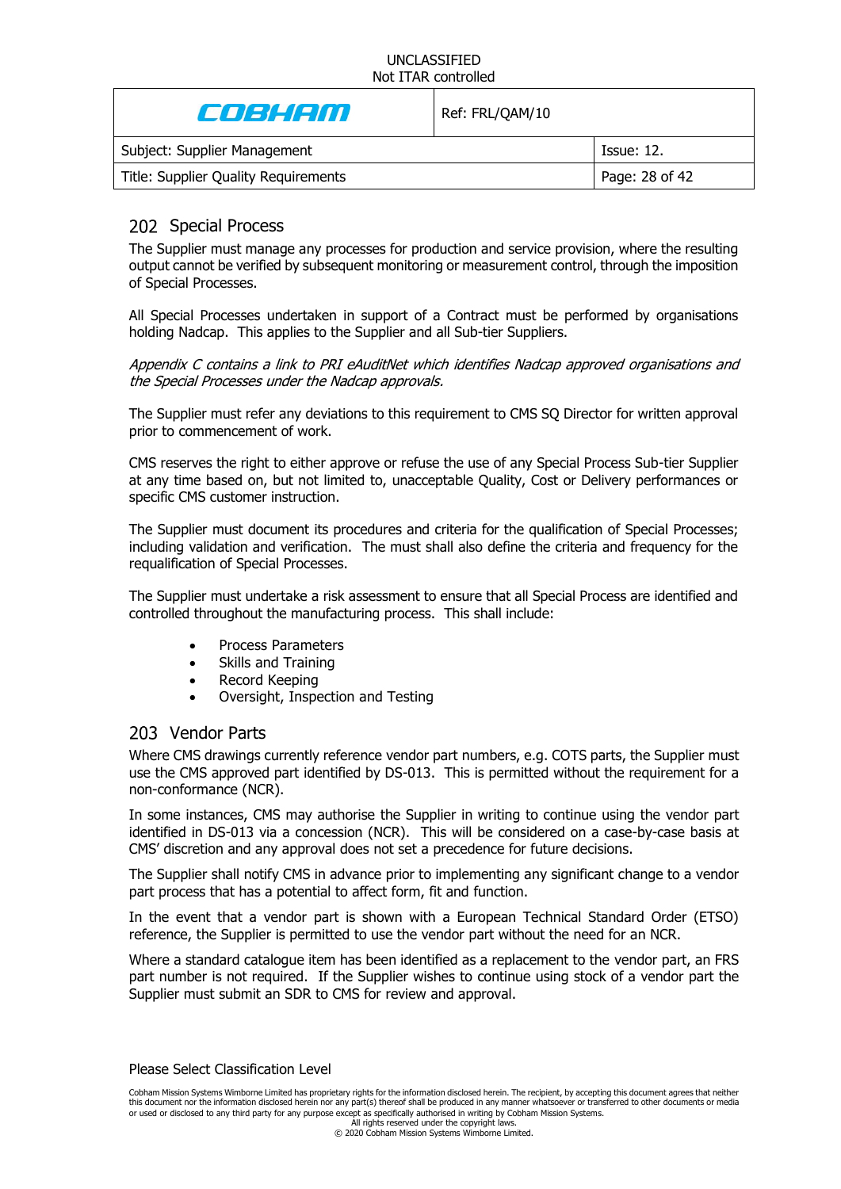## 202 Special Process

The Supplier must manage any processes for production and service provision, where the resulting output cannot be verified by subsequent monitoring or measurement control, through the imposition of Special Processes.

All Special Processes undertaken in support of a Contract must be performed by organisations holding Nadcap. This applies to the Supplier and all Sub-tier Suppliers.

*Appendix C contains a link to PRI eAuditNet which identifies Nadcap approved organisations and the Special Processes under the Nadcap approvals.*

The Supplier must refer any deviations to this requirement to CMS SQ Director for written approval prior to commencement of work.

CMS reserves the right to either approve or refuse the use of any Special Process Sub-tier Supplier at any time based on, but not limited to, unacceptable Quality, Cost or Delivery performances or specific CMS customer instruction.

The Supplier must document its procedures and criteria for the qualification of Special Processes; including validation and verification. The must shall also define the criteria and frequency for the requalification of Special Processes.

The Supplier must undertake a risk assessment to ensure that all Special Process are identified and controlled throughout the manufacturing process. This shall include:

- Process Parameters
- Skills and Training
- Record Keeping
- Oversight, Inspection and Testing

## 203 Vendor Parts

Where CMS drawings currently reference vendor part numbers, e.g. COTS parts, the Supplier must use the CMS approved part identified by DS-013. This is permitted without the requirement for a non-conformance (NCR).

In some instances, CMS may authorise the Supplier in writing to continue using the vendor part identified in DS-013 via a concession (NCR). This will be considered on a case-by-case basis at CMS' discretion and any approval does not set a precedence for future decisions.

The Supplier shall notify CMS in advance prior to implementing any significant change to a vendor part process that has a potential to affect form, fit and function.

In the event that a vendor part is shown with a European Technical Standard Order (ETSO) reference, the Supplier is permitted to use the vendor part without the need for an NCR.

Where a standard catalogue item has been identified as a replacement to the vendor part, an FRS part number is not required. If the Supplier wishes to continue using stock of a vendor part the Supplier must submit an SDR to CMS for review and approval.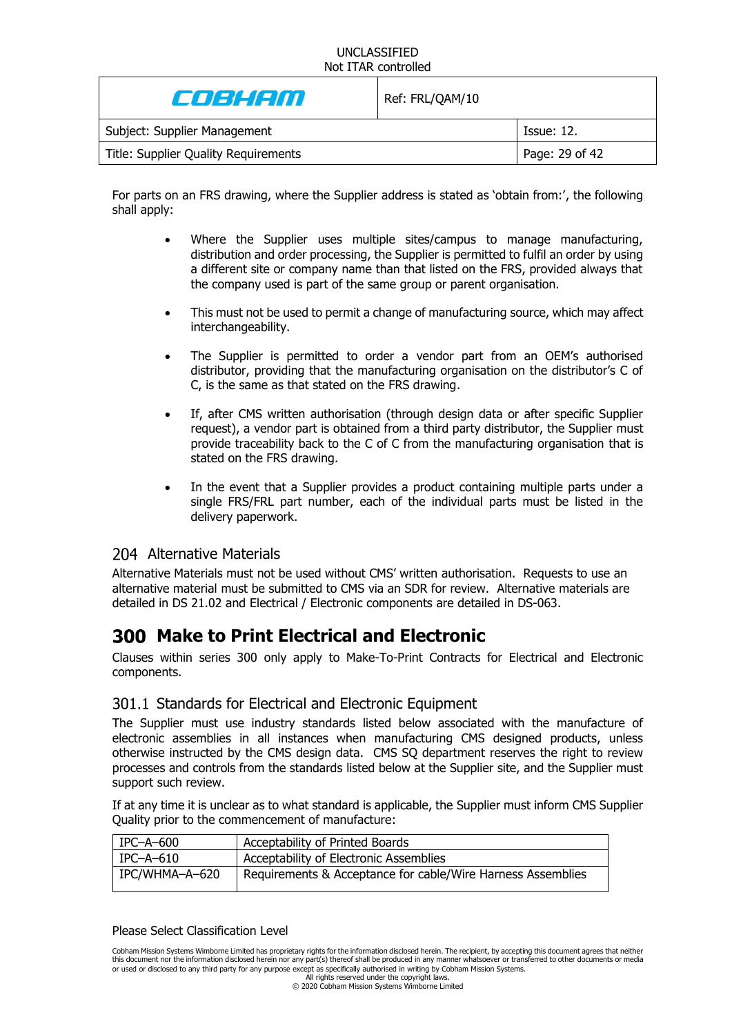For parts on an FRS drawing, where the Supplier address is stated as 'obtain from:', the following shall apply:

- Where the Supplier uses multiple sites/campus to manage manufacturing, distribution and order processing, the Supplier is permitted to fulfil an order by using a different site or company name than that listed on the FRS, provided always that the company used is part of the same group or parent organisation.
- This must not be used to permit a change of manufacturing source, which may affect interchangeability.
- The Supplier is permitted to order a vendor part from an OEM's authorised distributor, providing that the manufacturing organisation on the distributor's C of C, is the same as that stated on the FRS drawing.
- If, after CMS written authorisation (through design data or after specific Supplier request), a vendor part is obtained from a third party distributor, the Supplier must provide traceability back to the C of C from the manufacturing organisation that is stated on the FRS drawing.
- In the event that a Supplier provides a product containing multiple parts under a single FRS/FRL part number, each of the individual parts must be listed in the delivery paperwork.

## 204 Alternative Materials

Alternative Materials must not be used without CMS' written authorisation. Requests to use an alternative material must be submitted to CMS via an SDR for review. Alternative materials are detailed in DS 21.02 and Electrical / Electronic components are detailed in DS-063.

# 300 Make to Print Electrical and Electronic

Clauses within series 300 only apply to Make-To-Print Contracts for Electrical and Electronic components.

## 301.1 Standards for Electrical and Electronic Equipment

The Supplier must use industry standards listed below associated with the manufacture of electronic assemblies in all instances when manufacturing CMS designed products, unless otherwise instructed by the CMS design data. CMS SQ department reserves the right to review processes and controls from the standards listed below at the Supplier site, and the Supplier must support such review.

If at any time it is unclear as to what standard is applicable, the Supplier must inform CMS Supplier Quality prior to the commencement of manufacture:

| IPC–A–600 | Acceptability of Printed Boards |
|---|---|
| IPC–A–610 | Acceptability of Electronic Assemblies |
| IPC/WHMA–A–620 | Requirements & Acceptance for cable/Wire Harness Assemblies |

Please Select Classification Level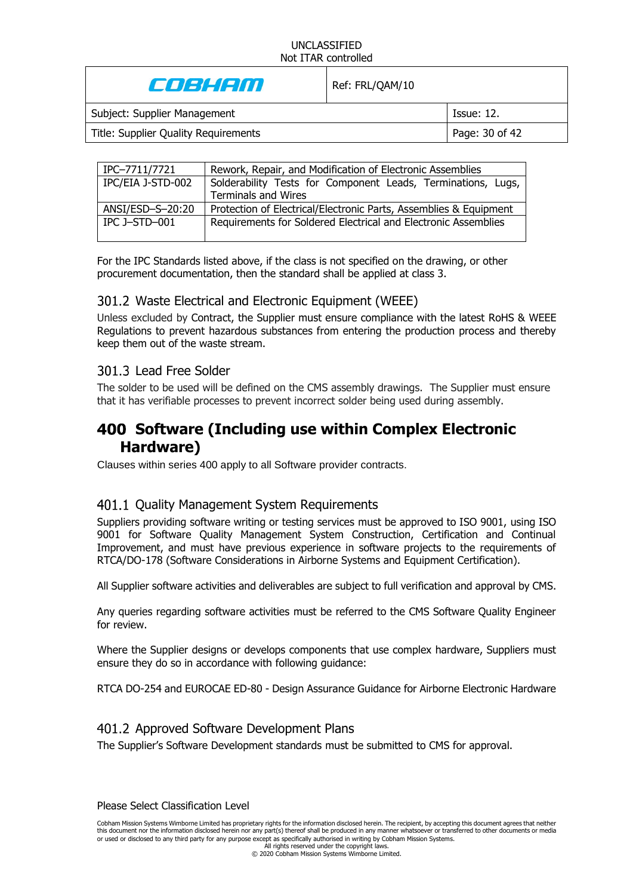| IPC–7711/7721 | Rework, Repair, and Modification of Electronic Assemblies |
|---|---|
| IPC/EIA J-STD-002 | Solderability Tests for Component Leads, Terminations, Lugs, Terminals and Wires |
| ANSI/ESD–S–20:20 | Protection of Electrical/Electronic Parts, Assemblies & Equipment |
| IPC J–STD–001 | Requirements for Soldered Electrical and Electronic Assemblies |

For the IPC Standards listed above, if the class is not specified on the drawing, or other procurement documentation, then the standard shall be applied at class 3.

### 301.2 Waste Electrical and Electronic Equipment (WEEE)

Unless excluded by Contract, the Supplier must ensure compliance with the latest RoHS & WEEE Regulations to prevent hazardous substances from entering the production process and thereby keep them out of the waste stream.

### 301.3 Lead Free Solder

The solder to be used will be defined on the CMS assembly drawings. The Supplier must ensure that it has verifiable processes to prevent incorrect solder being used during assembly.

## 400 Software (Including use within Complex Electronic Hardware)

Clauses within series 400 apply to all Software provider contracts.

### 401.1 Quality Management System Requirements

Suppliers providing software writing or testing services must be approved to ISO 9001, using ISO 9001 for Software Quality Management System Construction, Certification and Continual Improvement, and must have previous experience in software projects to the requirements of RTCA/DO-178 (Software Considerations in Airborne Systems and Equipment Certification).

All Supplier software activities and deliverables are subject to full verification and approval by CMS.

Any queries regarding software activities must be referred to the CMS Software Quality Engineer for review.

Where the Supplier designs or develops components that use complex hardware, Suppliers must ensure they do so in accordance with following guidance:

RTCA DO-254 and EUROCAE ED-80 - Design Assurance Guidance for Airborne Electronic Hardware

### 401.2 Approved Software Development Plans

The Supplier's Software Development standards must be submitted to CMS for approval.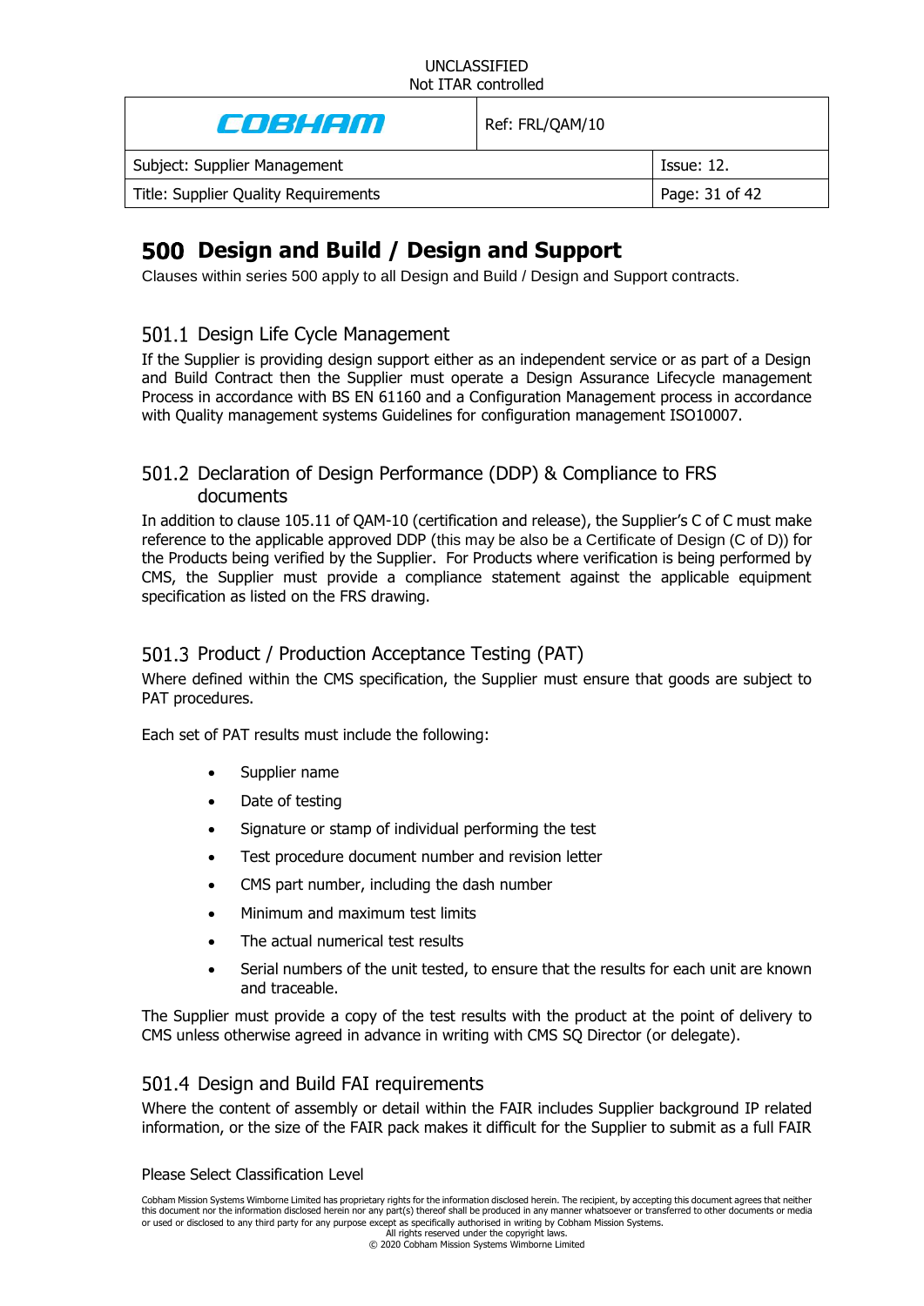# 500 Design and Build / Design and Support

Clauses within series 500 apply to all Design and Build / Design and Support contracts.

## 501.1 Design Life Cycle Management

If the Supplier is providing design support either as an independent service or as part of a Design and Build Contract then the Supplier must operate a Design Assurance Lifecycle management Process in accordance with BS EN 61160 and a Configuration Management process in accordance with Quality management systems Guidelines for configuration management ISO10007.

## 501.2 Declaration of Design Performance (DDP) & Compliance to FRS documents

In addition to clause 105.11 of QAM-10 (certification and release), the Supplier's C of C must make reference to the applicable approved DDP (this may be also be a Certificate of Design (C of D)) for the Products being verified by the Supplier. For Products where verification is being performed by CMS, the Supplier must provide a compliance statement against the applicable equipment specification as listed on the FRS drawing.

## 501.3 Product / Production Acceptance Testing (PAT)

Where defined within the CMS specification, the Supplier must ensure that goods are subject to PAT procedures.

Each set of PAT results must include the following:

- Supplier name
- Date of testing
- Signature or stamp of individual performing the test
- Test procedure document number and revision letter
- CMS part number, including the dash number
- Minimum and maximum test limits
- The actual numerical test results
- Serial numbers of the unit tested, to ensure that the results for each unit are known and traceable.

The Supplier must provide a copy of the test results with the product at the point of delivery to CMS unless otherwise agreed in advance in writing with CMS SQ Director (or delegate).

## 501.4 Design and Build FAI requirements

Where the content of assembly or detail within the FAIR includes Supplier background IP related information, or the size of the FAIR pack makes it difficult for the Supplier to submit as a full FAIR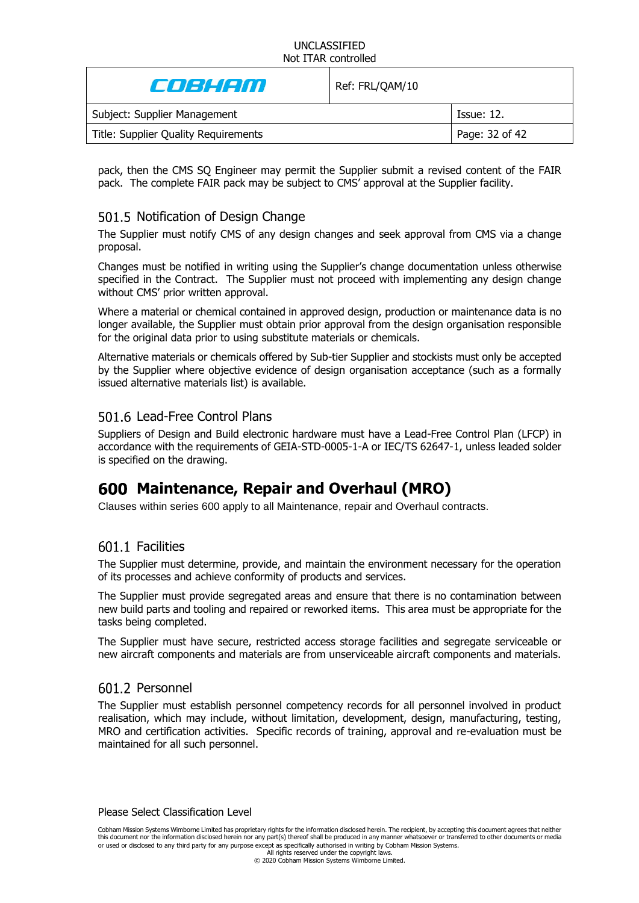pack, then the CMS SQ Engineer may permit the Supplier submit a revised content of the FAIR pack. The complete FAIR pack may be subject to CMS' approval at the Supplier facility.

### 501.5 Notification of Design Change

The Supplier must notify CMS of any design changes and seek approval from CMS via a change proposal.

Changes must be notified in writing using the Supplier's change documentation unless otherwise specified in the Contract. The Supplier must not proceed with implementing any design change without CMS' prior written approval.

Where a material or chemical contained in approved design, production or maintenance data is no longer available, the Supplier must obtain prior approval from the design organisation responsible for the original data prior to using substitute materials or chemicals.

Alternative materials or chemicals offered by Sub-tier Supplier and stockists must only be accepted by the Supplier where objective evidence of design organisation acceptance (such as a formally issued alternative materials list) is available.

### 501.6 Lead-Free Control Plans

Suppliers of Design and Build electronic hardware must have a Lead-Free Control Plan (LFCP) in accordance with the requirements of GEIA-STD-0005-1-A or IEC/TS 62647-1, unless leaded solder is specified on the drawing.

## 600 Maintenance, Repair and Overhaul (MRO)

Clauses within series 600 apply to all Maintenance, repair and Overhaul contracts.

### 601.1 Facilities

The Supplier must determine, provide, and maintain the environment necessary for the operation of its processes and achieve conformity of products and services.

The Supplier must provide segregated areas and ensure that there is no contamination between new build parts and tooling and repaired or reworked items. This area must be appropriate for the tasks being completed.

The Supplier must have secure, restricted access storage facilities and segregate serviceable or new aircraft components and materials are from unserviceable aircraft components and materials.

### 601.2 Personnel

The Supplier must establish personnel competency records for all personnel involved in product realisation, which may include, without limitation, development, design, manufacturing, testing, MRO and certification activities. Specific records of training, approval and re-evaluation must be maintained for all such personnel.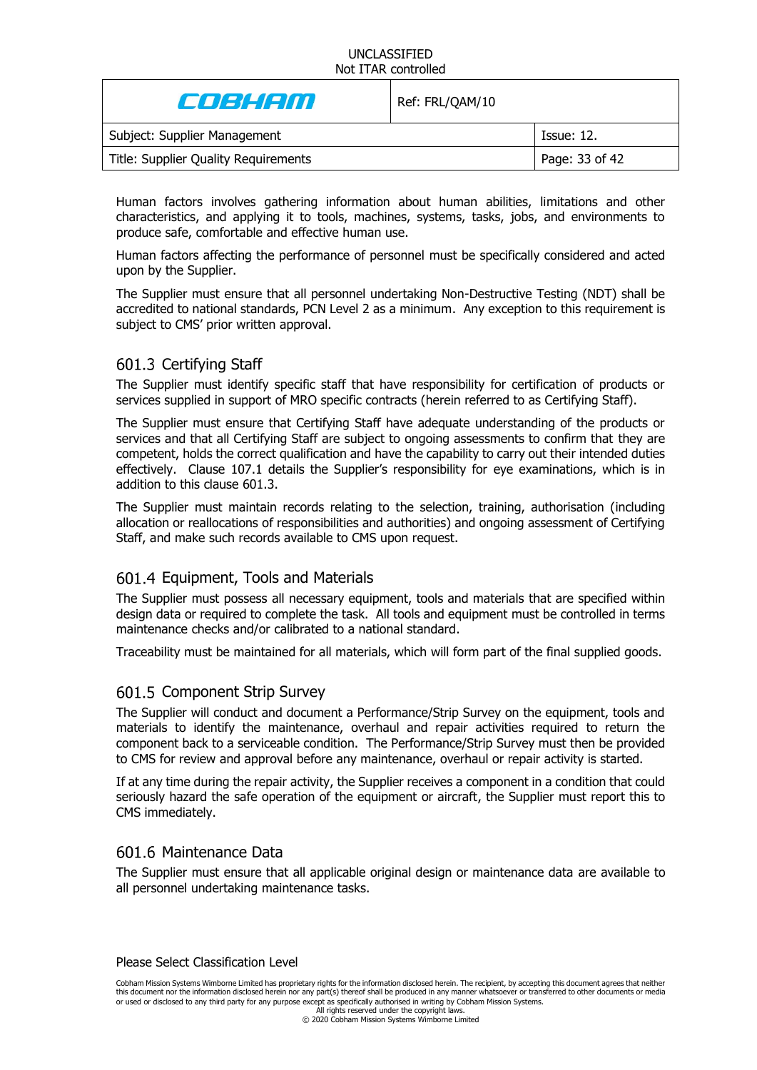Human factors involves gathering information about human abilities, limitations and other characteristics, and applying it to tools, machines, systems, tasks, jobs, and environments to produce safe, comfortable and effective human use.

Human factors affecting the performance of personnel must be specifically considered and acted upon by the Supplier.

The Supplier must ensure that all personnel undertaking Non-Destructive Testing (NDT) shall be accredited to national standards, PCN Level 2 as a minimum. Any exception to this requirement is subject to CMS' prior written approval.

## 601.3 Certifying Staff

The Supplier must identify specific staff that have responsibility for certification of products or services supplied in support of MRO specific contracts (herein referred to as Certifying Staff).

The Supplier must ensure that Certifying Staff have adequate understanding of the products or services and that all Certifying Staff are subject to ongoing assessments to confirm that they are competent, holds the correct qualification and have the capability to carry out their intended duties effectively. Clause 107.1 details the Supplier's responsibility for eye examinations, which is in addition to this clause 601.3.

The Supplier must maintain records relating to the selection, training, authorisation (including allocation or reallocations of responsibilities and authorities) and ongoing assessment of Certifying Staff, and make such records available to CMS upon request.

## 601.4 Equipment, Tools and Materials

The Supplier must possess all necessary equipment, tools and materials that are specified within design data or required to complete the task. All tools and equipment must be controlled in terms maintenance checks and/or calibrated to a national standard.

Traceability must be maintained for all materials, which will form part of the final supplied goods.

## 601.5 Component Strip Survey

The Supplier will conduct and document a Performance/Strip Survey on the equipment, tools and materials to identify the maintenance, overhaul and repair activities required to return the component back to a serviceable condition. The Performance/Strip Survey must then be provided to CMS for review and approval before any maintenance, overhaul or repair activity is started.

If at any time during the repair activity, the Supplier receives a component in a condition that could seriously hazard the safe operation of the equipment or aircraft, the Supplier must report this to CMS immediately.

## 601.6 Maintenance Data

The Supplier must ensure that all applicable original design or maintenance data are available to all personnel undertaking maintenance tasks.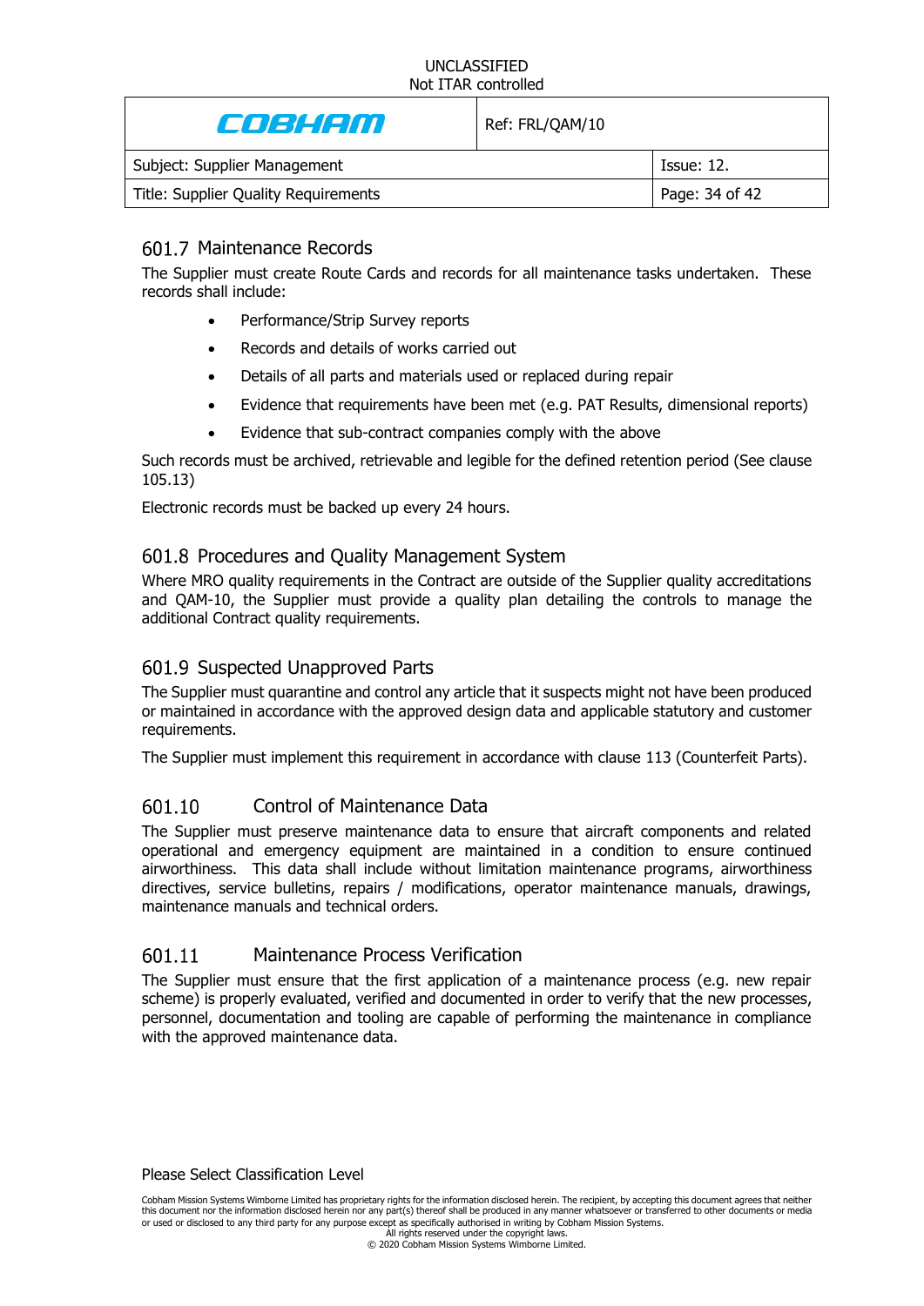## 601.7 Maintenance Records

The Supplier must create Route Cards and records for all maintenance tasks undertaken. These records shall include:

- Performance/Strip Survey reports
- Records and details of works carried out
- Details of all parts and materials used or replaced during repair
- Evidence that requirements have been met (e.g. PAT Results, dimensional reports)
- Evidence that sub-contract companies comply with the above

Such records must be archived, retrievable and legible for the defined retention period (See clause 105.13)

Electronic records must be backed up every 24 hours.

## 601.8 Procedures and Quality Management System

Where MRO quality requirements in the Contract are outside of the Supplier quality accreditations and QAM-10, the Supplier must provide a quality plan detailing the controls to manage the additional Contract quality requirements.

## 601.9 Suspected Unapproved Parts

The Supplier must quarantine and control any article that it suspects might not have been produced or maintained in accordance with the approved design data and applicable statutory and customer requirements.

The Supplier must implement this requirement in accordance with clause 113 (Counterfeit Parts).

## 601.10 Control of Maintenance Data

The Supplier must preserve maintenance data to ensure that aircraft components and related operational and emergency equipment are maintained in a condition to ensure continued airworthiness. This data shall include without limitation maintenance programs, airworthiness directives, service bulletins, repairs / modifications, operator maintenance manuals, drawings, maintenance manuals and technical orders.

## 601.11 Maintenance Process Verification

The Supplier must ensure that the first application of a maintenance process (e.g. new repair scheme) is properly evaluated, verified and documented in order to verify that the new processes, personnel, documentation and tooling are capable of performing the maintenance in compliance with the approved maintenance data.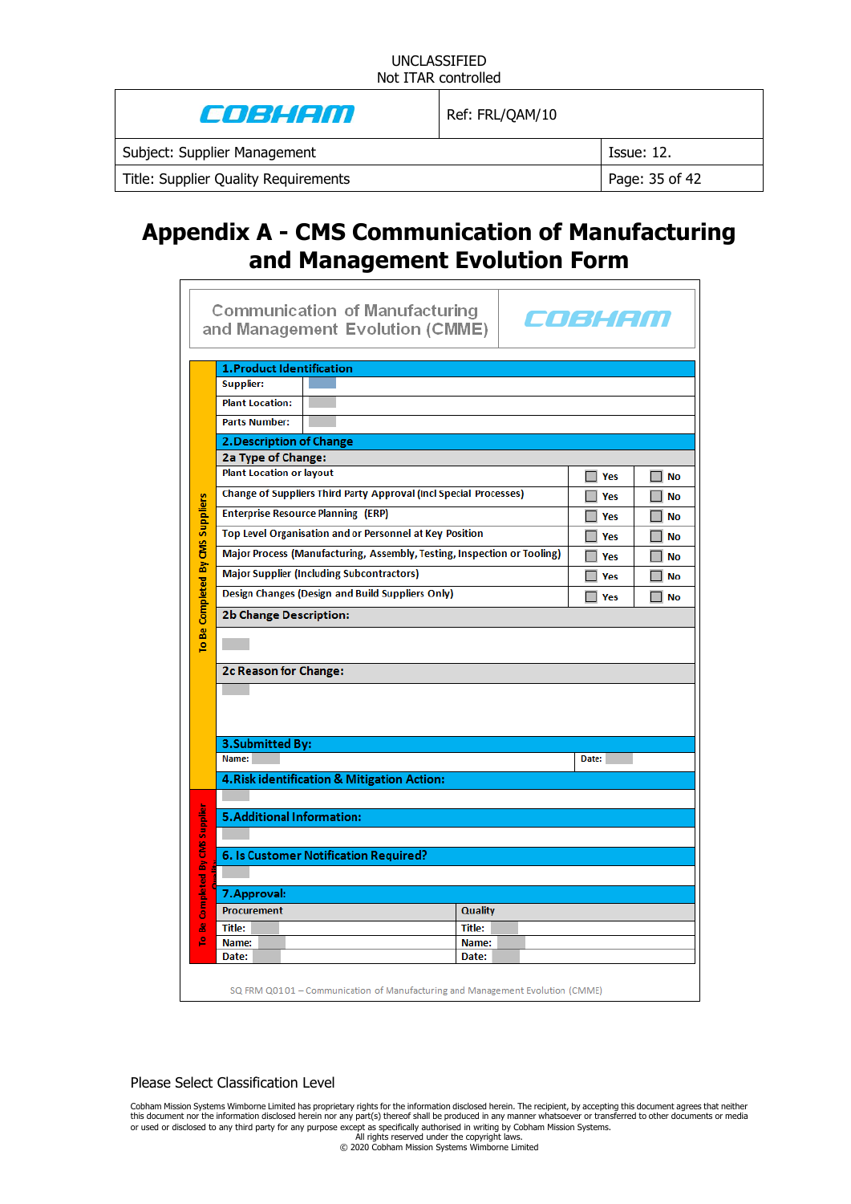# Appendix A - CMS Communication of Manufacturing and Management Evolution Form

**Communication of Manufacturing and Management Evolution (CMME)** — COBHAM

*To Be Completed By CMS Suppliers*

| **1.Product Identification** | | |
|---|---|---|
| **Supplier:** | | |
| **Plant Location:** | | |
| **Parts Number:** | | |

| **2.Description of Change** | | |
|---|---|---|
| **2a Type of Change:** | | |
| Plant Location or layout | ☐ Yes | ☐ No |
| Change of Suppliers Third Party Approval (Incl Special Processes) | ☐ Yes | ☐ No |
| Enterprise Resource Planning (ERP) | ☐ Yes | ☐ No |
| Top Level Organisation and or Personnel at Key Position | ☐ Yes | ☐ No |
| Major Process (Manufacturing, Assembly, Testing, Inspection or Tooling) | ☐ Yes | ☐ No |
| Major Supplier (Including Subcontractors) | ☐ Yes | ☐ No |
| Design Changes (Design and Build Suppliers Only) | ☐ Yes | ☐ No |

**2b Change Description:**

**2c Reason for Change:**

| **3.Submitted By:** | |
|---|---|
| Name: | Date: |

**4.Risk identification & Mitigation Action:**

*To Be Completed By CMS Supplier Quality*

**5.Additional Information:**

**6. Is Customer Notification Required?**

| **7.Approval:** | |
|---|---|
| **Procurement** | **Quality** |
| Title: | Title: |
| Name: | Name: |
| Date: | Date: |

SQ FRM Q0101 – Communication of Manufacturing and Management Evolution (CMME)

Please Select Classification Level

Cobham Mission Systems Wimborne Limited has proprietary rights for the information disclosed herein. The recipient, by accepting this document agrees that neither this document nor the information disclosed herein nor any part(s) thereof shall be produced in any manner whatsoever or transferred to other documents or media or used or disclosed to any third party for any purpose except as specifically authorised in writing by Cobham Mission Systems.
All rights reserved under the copyright laws.
© 2020 Cobham Mission Systems Wimborne Limited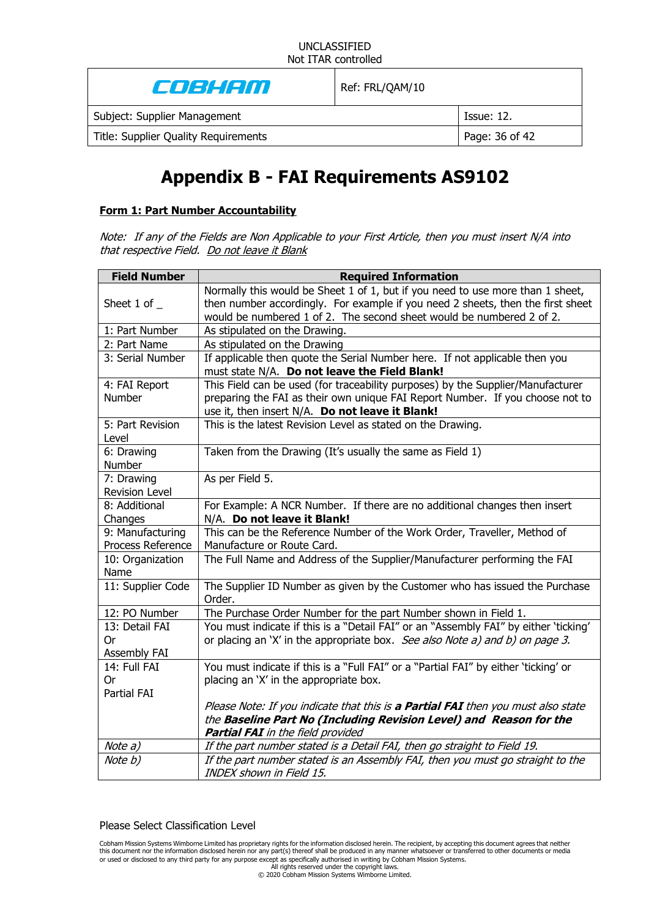# Appendix B - FAI Requirements AS9102

**Form 1: Part Number Accountability**

*Note: If any of the Fields are Non Applicable to your First Article, then you must insert N/A into that respective Field. Do not leave it Blank*

| Field Number | Required Information |
|---|---|
| Sheet 1 of _ | Normally this would be Sheet 1 of 1, but if you need to use more than 1 sheet, then number accordingly. For example if you need 2 sheets, then the first sheet would be numbered 1 of 2. The second sheet would be numbered 2 of 2. |
| 1: Part Number | As stipulated on the Drawing. |
| 2: Part Name | As stipulated on the Drawing |
| 3: Serial Number | If applicable then quote the Serial Number here. If not applicable then you must state N/A. **Do not leave the Field Blank!** |
| 4: FAI Report Number | This Field can be used (for traceability purposes) by the Supplier/Manufacturer preparing the FAI as their own unique FAI Report Number. If you choose not to use it, then insert N/A. **Do not leave it Blank!** |
| 5: Part Revision Level | This is the latest Revision Level as stated on the Drawing. |
| 6: Drawing Number | Taken from the Drawing (It's usually the same as Field 1) |
| 7: Drawing Revision Level | As per Field 5. |
| 8: Additional Changes | For Example: A NCR Number. If there are no additional changes then insert N/A. **Do not leave it Blank!** |
| 9: Manufacturing Process Reference | This can be the Reference Number of the Work Order, Traveller, Method of Manufacture or Route Card. |
| 10: Organization Name | The Full Name and Address of the Supplier/Manufacturer performing the FAI |
| 11: Supplier Code | The Supplier ID Number as given by the Customer who has issued the Purchase Order. |
| 12: PO Number | The Purchase Order Number for the part Number shown in Field 1. |
| 13: Detail FAI Or Assembly FAI | You must indicate if this is a "Detail FAI" or an "Assembly FAI" by either 'ticking' or placing an 'X' in the appropriate box. *See also Note a) and b) on page 3.* |
| 14: Full FAI Or Partial FAI | You must indicate if this is a "Full FAI" or a "Partial FAI" by either 'ticking' or placing an 'X' in the appropriate box.<br><br>*Please Note: If you indicate that this is **a Partial FAI** then you must also state the **Baseline Part No (Including Revision Level) and Reason for the Partial FAI** in the field provided* |
| *Note a)* | *If the part number stated is a Detail FAI, then go straight to Field 19.* |
| *Note b)* | *If the part number stated is an Assembly FAI, then you must go straight to the INDEX shown in Field 15.* |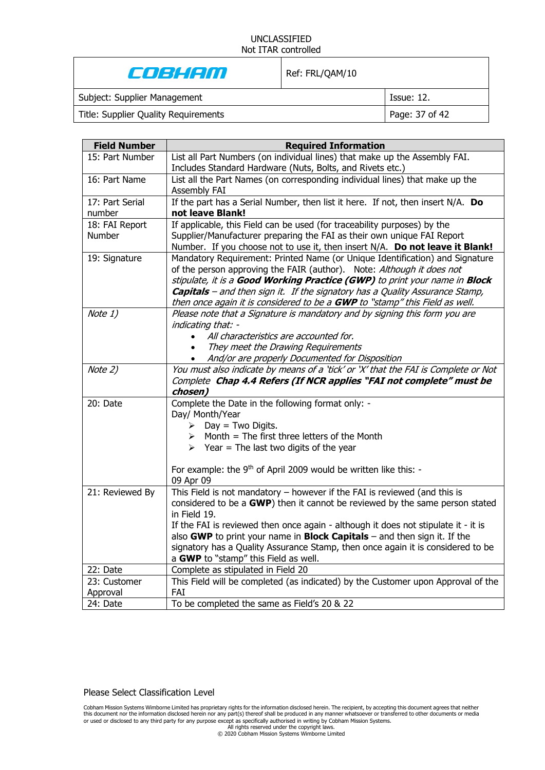| Field Number | Required Information |
|---|---|
| 15: Part Number | List all Part Numbers (on individual lines) that make up the Assembly FAI. Includes Standard Hardware (Nuts, Bolts, and Rivets etc.) |
| 16: Part Name | List all the Part Names (on corresponding individual lines) that make up the Assembly FAI |
| 17: Part Serial number | If the part has a Serial Number, then list it here. If not, then insert N/A. **Do not leave Blank!** |
| 18: FAI Report Number | If applicable, this Field can be used (for traceability purposes) by the Supplier/Manufacturer preparing the FAI as their own unique FAI Report Number. If you choose not to use it, then insert N/A. **Do not leave it Blank!** |
| 19: Signature | Mandatory Requirement: Printed Name (or Unique Identification) and Signature of the person approving the FAIR (author). Note: *Although it does not stipulate, it is a **Good Working Practice (GWP)** to print your name in **Block Capitals** – and then sign it. If the signatory has a Quality Assurance Stamp, then once again it is considered to be a **GWP** to "stamp" this Field as well.* |
| *Note 1)* | *Please note that a Signature is mandatory and by signing this form you are indicating that: -*<br>• *All characteristics are accounted for.*<br>• *They meet the Drawing Requirements*<br>• *And/or are properly Documented for Disposition* |
| *Note 2)* | *You must also indicate by means of a 'tick' or 'X' that the FAI is Complete or Not Complete **Chap 4.4 Refers (If NCR applies "FAI not complete" must be chosen)*** |
| 20: Date | Complete the Date in the following format only: -<br>Day/ Month/Year<br>➢ Day = Two Digits.<br>➢ Month = The first three letters of the Month<br>➢ Year = The last two digits of the year<br><br>For example: the 9th of April 2009 would be written like this: -<br>09 Apr 09 |
| 21: Reviewed By | This Field is not mandatory – however if the FAI is reviewed (and this is considered to be a **GWP**) then it cannot be reviewed by the same person stated in Field 19.<br>If the FAI is reviewed then once again - although it does not stipulate it - it is also **GWP** to print your name in **Block Capitals** – and then sign it. If the signatory has a Quality Assurance Stamp, then once again it is considered to be a **GWP** to "stamp" this Field as well. |
| 22: Date | Complete as stipulated in Field 20 |
| 23: Customer Approval | This Field will be completed (as indicated) by the Customer upon Approval of the FAI |
| 24: Date | To be completed the same as Field's 20 & 22 |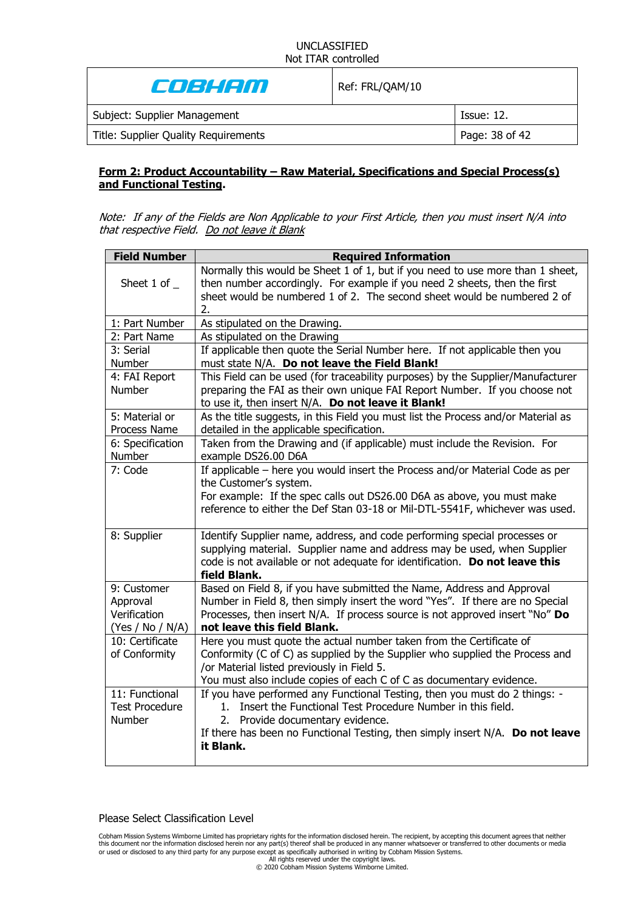**Form 2: Product Accountability – Raw Material, Specifications and Special Process(s) and Functional Testing.**

*Note: If any of the Fields are Non Applicable to your First Article, then you must insert N/A into that respective Field. Do not leave it Blank*

| Field Number | Required Information |
|---|---|
| Sheet 1 of _ | Normally this would be Sheet 1 of 1, but if you need to use more than 1 sheet, then number accordingly. For example if you need 2 sheets, then the first sheet would be numbered 1 of 2. The second sheet would be numbered 2 of 2. |
| 1: Part Number | As stipulated on the Drawing. |
| 2: Part Name | As stipulated on the Drawing |
| 3: Serial Number | If applicable then quote the Serial Number here. If not applicable then you must state N/A. **Do not leave the Field Blank!** |
| 4: FAI Report Number | This Field can be used (for traceability purposes) by the Supplier/Manufacturer preparing the FAI as their own unique FAI Report Number. If you choose not to use it, then insert N/A. **Do not leave it Blank!** |
| 5: Material or Process Name | As the title suggests, in this Field you must list the Process and/or Material as detailed in the applicable specification. |
| 6: Specification Number | Taken from the Drawing and (if applicable) must include the Revision. For example DS26.00 D6A |
| 7: Code | If applicable – here you would insert the Process and/or Material Code as per the Customer's system.<br>For example: If the spec calls out DS26.00 D6A as above, you must make reference to either the Def Stan 03-18 or Mil-DTL-5541F, whichever was used. |
| 8: Supplier | Identify Supplier name, address, and code performing special processes or supplying material. Supplier name and address may be used, when Supplier code is not available or not adequate for identification. **Do not leave this field Blank.** |
| 9: Customer Approval Verification (Yes / No / N/A) | Based on Field 8, if you have submitted the Name, Address and Approval Number in Field 8, then simply insert the word "Yes". If there are no Special Processes, then insert N/A. If process source is not approved insert "No" **Do not leave this field Blank.** |
| 10: Certificate of Conformity | Here you must quote the actual number taken from the Certificate of Conformity (C of C) as supplied by the Supplier who supplied the Process and /or Material listed previously in Field 5.<br>You must also include copies of each C of C as documentary evidence. |
| 11: Functional Test Procedure Number | If you have performed any Functional Testing, then you must do 2 things: -<br>1. Insert the Functional Test Procedure Number in this field.<br>2. Provide documentary evidence.<br>If there has been no Functional Testing, then simply insert N/A. **Do not leave it Blank.** |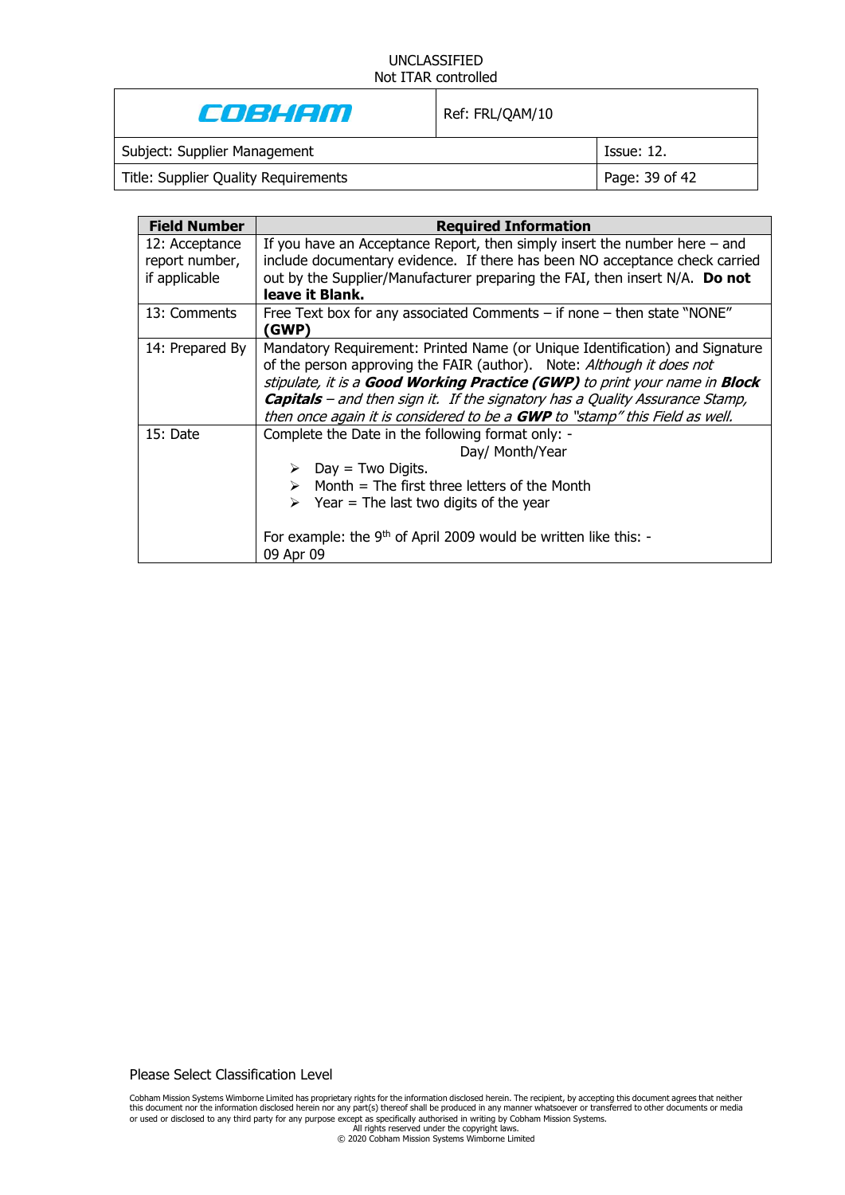| Field Number | Required Information |
|---|---|
| 12: Acceptance report number, if applicable | If you have an Acceptance Report, then simply insert the number here – and include documentary evidence. If there has been NO acceptance check carried out by the Supplier/Manufacturer preparing the FAI, then insert N/A. **Do not leave it Blank.** |
| 13: Comments | Free Text box for any associated Comments – if none – then state "NONE" **(GWP)** |
| 14: Prepared By | Mandatory Requirement: Printed Name (or Unique Identification) and Signature of the person approving the FAIR (author). Note: *Although it does not stipulate, it is a **Good Working Practice (GWP)** to print your name in **Block Capitals** – and then sign it. If the signatory has a Quality Assurance Stamp, then once again it is considered to be a **GWP** to "stamp" this Field as well.* |
| 15: Date | Complete the Date in the following format only: - Day/ Month/Year<br>➢ Day = Two Digits.<br>➢ Month = The first three letters of the Month<br>➢ Year = The last two digits of the year<br><br>For example: the 9th of April 2009 would be written like this: - 09 Apr 09 |

Please Select Classification Level

Cobham Mission Systems Wimborne Limited has proprietary rights for the information disclosed herein. The recipient, by accepting this document agrees that neither this document nor the information disclosed herein nor any part(s) thereof shall be produced in any manner whatsoever or transferred to other documents or media or used or disclosed to any third party for any purpose except as specifically authorised in writing by Cobham Mission Systems.
All rights reserved under the copyright laws.
© 2020 Cobham Mission Systems Wimborne Limited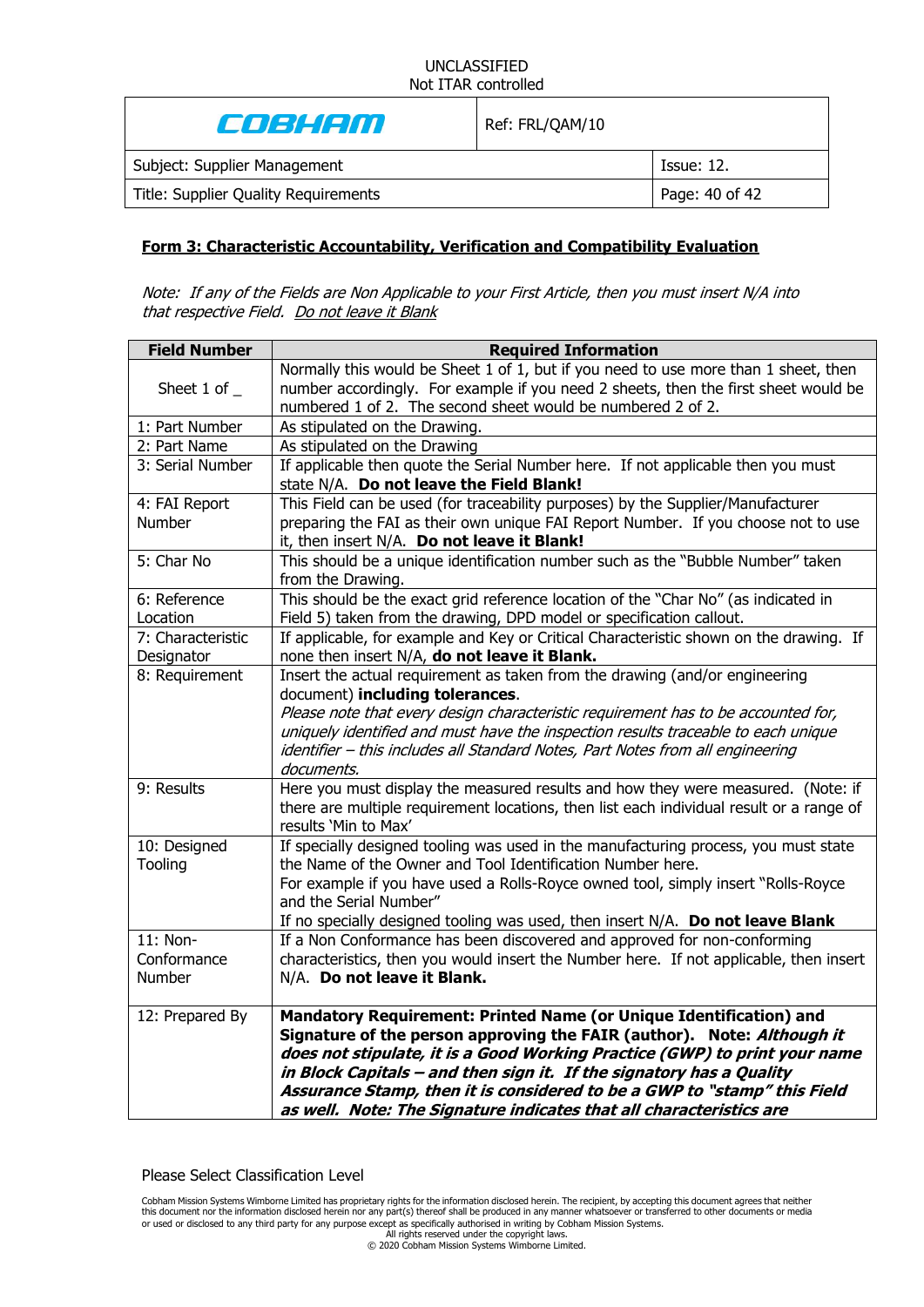## Form 3: Characteristic Accountability, Verification and Compatibility Evaluation

*Note: If any of the Fields are Non Applicable to your First Article, then you must insert N/A into that respective Field. Do not leave it Blank*

| Field Number | Required Information |
|---|---|
| Sheet 1 of _ | Normally this would be Sheet 1 of 1, but if you need to use more than 1 sheet, then number accordingly. For example if you need 2 sheets, then the first sheet would be numbered 1 of 2. The second sheet would be numbered 2 of 2. |
| 1: Part Number | As stipulated on the Drawing. |
| 2: Part Name | As stipulated on the Drawing |
| 3: Serial Number | If applicable then quote the Serial Number here. If not applicable then you must state N/A. **Do not leave the Field Blank!** |
| 4: FAI Report Number | This Field can be used (for traceability purposes) by the Supplier/Manufacturer preparing the FAI as their own unique FAI Report Number. If you choose not to use it, then insert N/A. **Do not leave it Blank!** |
| 5: Char No | This should be a unique identification number such as the "Bubble Number" taken from the Drawing. |
| 6: Reference Location | This should be the exact grid reference location of the "Char No" (as indicated in Field 5) taken from the drawing, DPD model or specification callout. |
| 7: Characteristic Designator | If applicable, for example and Key or Critical Characteristic shown on the drawing. If none then insert N/A, **do not leave it Blank.** |
| 8: Requirement | Insert the actual requirement as taken from the drawing (and/or engineering document) **including tolerances**. *Please note that every design characteristic requirement has to be accounted for, uniquely identified and must have the inspection results traceable to each unique identifier – this includes all Standard Notes, Part Notes from all engineering documents.* |
| 9: Results | Here you must display the measured results and how they were measured. (Note: if there are multiple requirement locations, then list each individual result or a range of results 'Min to Max' |
| 10: Designed Tooling | If specially designed tooling was used in the manufacturing process, you must state the Name of the Owner and Tool Identification Number here. For example if you have used a Rolls-Royce owned tool, simply insert "Rolls-Royce and the Serial Number" If no specially designed tooling was used, then insert N/A. **Do not leave Blank** |
| 11: Non-Conformance Number | If a Non Conformance has been discovered and approved for non-conforming characteristics, then you would insert the Number here. If not applicable, then insert N/A. **Do not leave it Blank.** |
| 12: Prepared By | **Mandatory Requirement: Printed Name (or Unique Identification) and Signature of the person approving the FAIR (author). Note: *Although it does not stipulate, it is a Good Working Practice (GWP) to print your name in Block Capitals – and then sign it. If the signatory has a Quality Assurance Stamp, then it is considered to be a GWP to "stamp" this Field as well. Note: The Signature indicates that all characteristics are*** |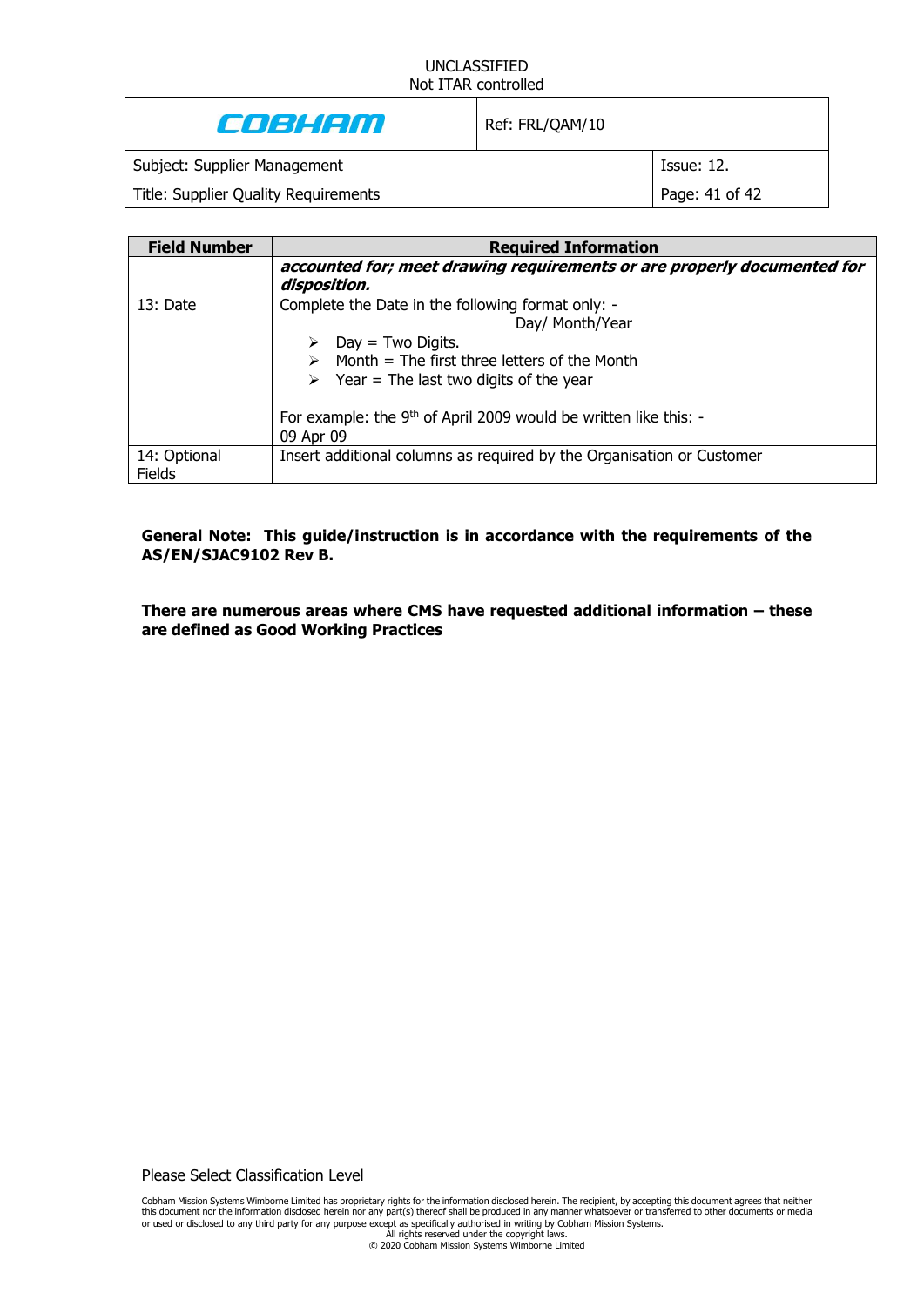| Field Number | Required Information |
| --- | --- |
| | ***accounted for; meet drawing requirements or are properly documented for disposition.*** |
| 13: Date | Complete the Date in the following format only: - Day/ Month/Year<br>➢ Day = Two Digits.<br>➢ Month = The first three letters of the Month<br>➢ Year = The last two digits of the year<br><br>For example: the 9th of April 2009 would be written like this: - 09 Apr 09 |
| 14: Optional Fields | Insert additional columns as required by the Organisation or Customer |

**General Note: This guide/instruction is in accordance with the requirements of the AS/EN/SJAC9102 Rev B.**

**There are numerous areas where CMS have requested additional information – these are defined as Good Working Practices**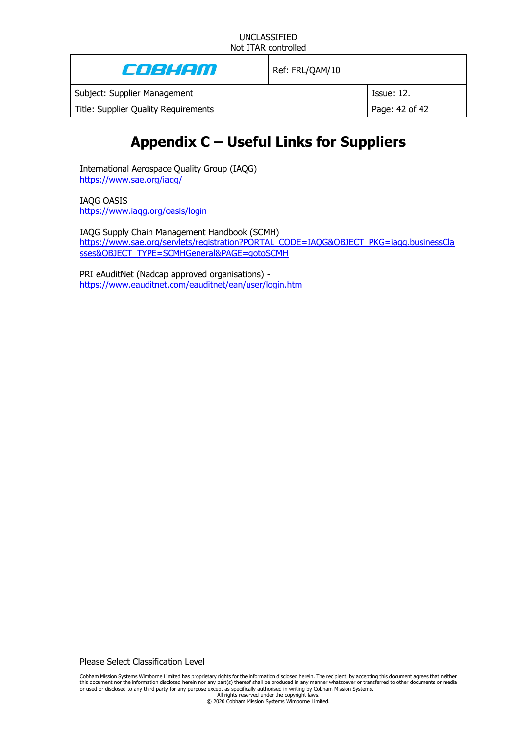# Appendix C – Useful Links for Suppliers

International Aerospace Quality Group (IAQG)
https://www.sae.org/iaqg/

IAQG OASIS
https://www.iaqg.org/oasis/login

IAQG Supply Chain Management Handbook (SCMH)
https://www.sae.org/servlets/registration?PORTAL_CODE=IAQG&OBJECT_PKG=iaqg.businessClasses&OBJECT_TYPE=SCMHGeneral&PAGE=gotoSCMH

PRI eAuditNet (Nadcap approved organisations) -
https://www.eauditnet.com/eauditnet/ean/user/login.htm